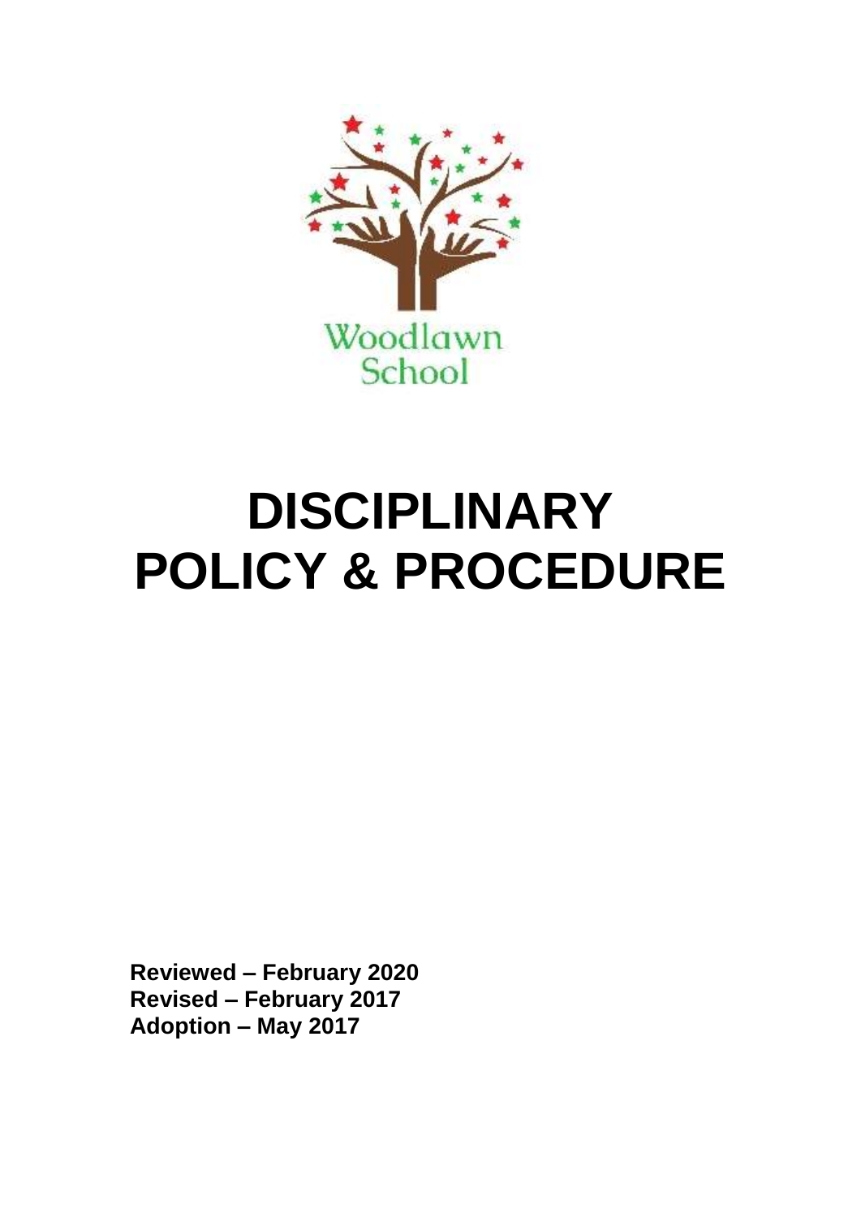Woodlawn School

# DISCIPLINARY POLICY & PROCEDURE

**Reviewed – February 2020**
**Revised – February 2017**
**Adoption – May 2017**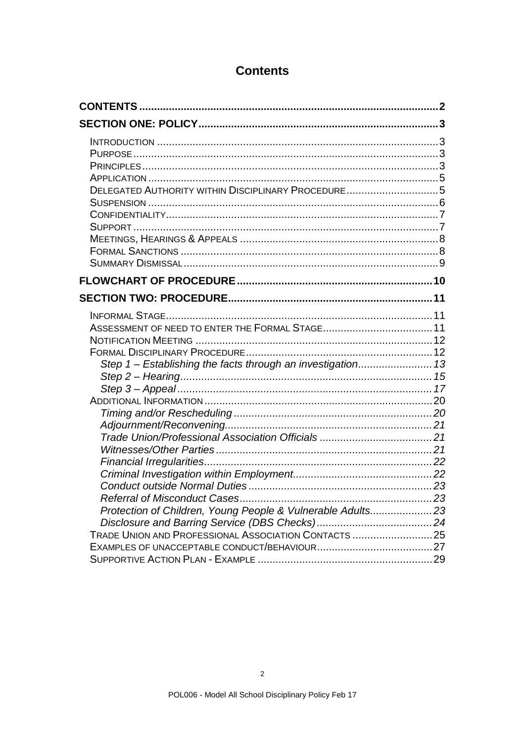# Contents

**CONTENTS** ... **2**

**SECTION ONE: POLICY** ... **3**

- INTRODUCTION ... 3
- PURPOSE ... 3
- PRINCIPLES ... 3
- APPLICATION ... 5
- DELEGATED AUTHORITY WITHIN DISCIPLINARY PROCEDURE ... 5
- SUSPENSION ... 6
- CONFIDENTIALITY ... 7
- SUPPORT ... 7
- MEETINGS, HEARINGS & APPEALS ... 8
- FORMAL SANCTIONS ... 8
- SUMMARY DISMISSAL ... 9

**FLOWCHART OF PROCEDURE** ... **10**

**SECTION TWO: PROCEDURE** ... **11**

- INFORMAL STAGE ... 11
- ASSESSMENT OF NEED TO ENTER THE FORMAL STAGE ... 11
- NOTIFICATION MEETING ... 12
- FORMAL DISCIPLINARY PROCEDURE ... 12
  - *Step 1 – Establishing the facts through an investigation ... 13*
  - *Step 2 – Hearing ... 15*
  - *Step 3 – Appeal ... 17*
- ADDITIONAL INFORMATION ... 20
  - *Timing and/or Rescheduling ... 20*
  - *Adjournment/Reconvening ... 21*
  - *Trade Union/Professional Association Officials ... 21*
  - *Witnesses/Other Parties ... 21*
  - *Financial Irregularities ... 22*
  - *Criminal Investigation within Employment ... 22*
  - *Conduct outside Normal Duties ... 23*
  - *Referral of Misconduct Cases ... 23*
  - *Protection of Children, Young People & Vulnerable Adults ... 23*
  - *Disclosure and Barring Service (DBS Checks) ... 24*
- TRADE UNION AND PROFESSIONAL ASSOCIATION CONTACTS ... 25
- EXAMPLES OF UNACCEPTABLE CONDUCT/BEHAVIOUR ... 27
- SUPPORTIVE ACTION PLAN - EXAMPLE ... 29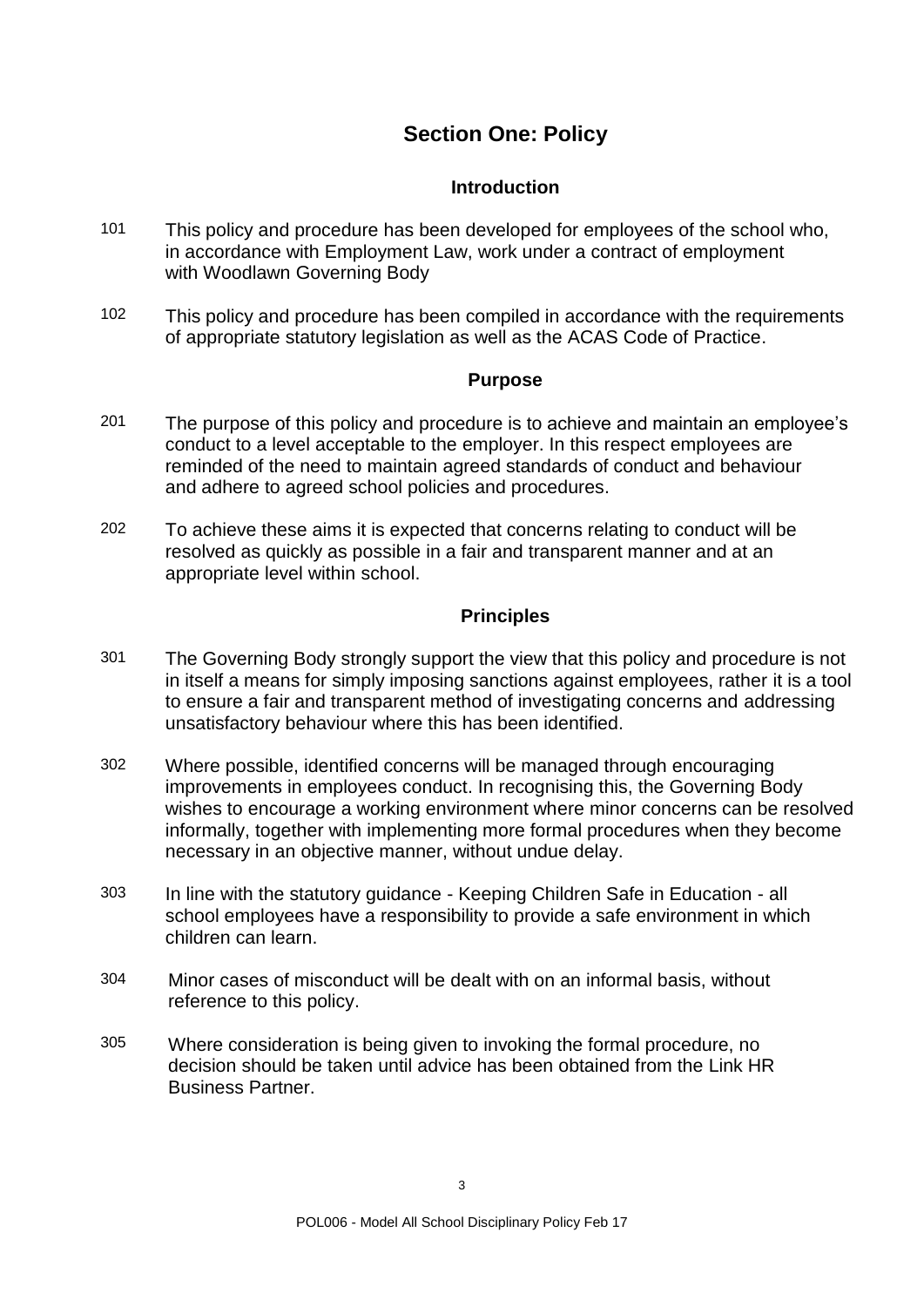# Section One: Policy

## Introduction

101 This policy and procedure has been developed for employees of the school who, in accordance with Employment Law, work under a contract of employment with Woodlawn Governing Body

102 This policy and procedure has been compiled in accordance with the requirements of appropriate statutory legislation as well as the ACAS Code of Practice.

## Purpose

201 The purpose of this policy and procedure is to achieve and maintain an employee's conduct to a level acceptable to the employer. In this respect employees are reminded of the need to maintain agreed standards of conduct and behaviour and adhere to agreed school policies and procedures.

202 To achieve these aims it is expected that concerns relating to conduct will be resolved as quickly as possible in a fair and transparent manner and at an appropriate level within school.

## Principles

301 The Governing Body strongly support the view that this policy and procedure is not in itself a means for simply imposing sanctions against employees, rather it is a tool to ensure a fair and transparent method of investigating concerns and addressing unsatisfactory behaviour where this has been identified.

302 Where possible, identified concerns will be managed through encouraging improvements in employees conduct. In recognising this, the Governing Body wishes to encourage a working environment where minor concerns can be resolved informally, together with implementing more formal procedures when they become necessary in an objective manner, without undue delay.

303 In line with the statutory guidance - Keeping Children Safe in Education - all school employees have a responsibility to provide a safe environment in which children can learn.

304 Minor cases of misconduct will be dealt with on an informal basis, without reference to this policy.

305 Where consideration is being given to invoking the formal procedure, no decision should be taken until advice has been obtained from the Link HR Business Partner.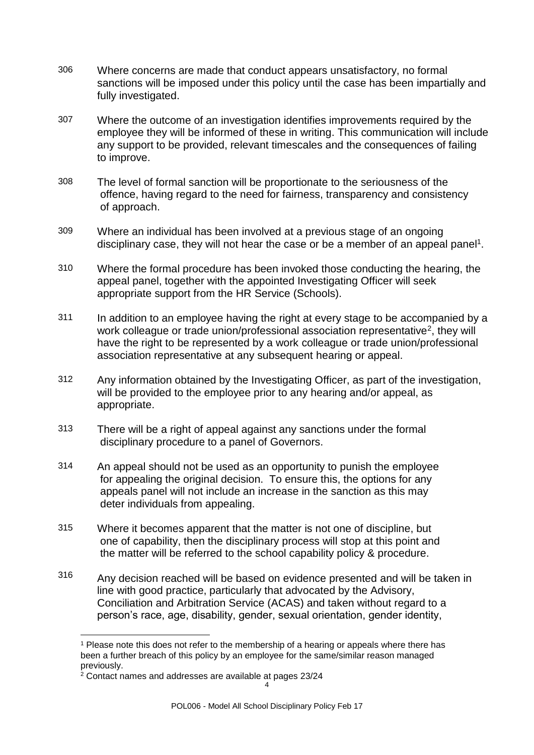306 Where concerns are made that conduct appears unsatisfactory, no formal sanctions will be imposed under this policy until the case has been impartially and fully investigated.

307 Where the outcome of an investigation identifies improvements required by the employee they will be informed of these in writing. This communication will include any support to be provided, relevant timescales and the consequences of failing to improve.

308 The level of formal sanction will be proportionate to the seriousness of the offence, having regard to the need for fairness, transparency and consistency of approach.

309 Where an individual has been involved at a previous stage of an ongoing disciplinary case, they will not hear the case or be a member of an appeal panel[1].

310 Where the formal procedure has been invoked those conducting the hearing, the appeal panel, together with the appointed Investigating Officer will seek appropriate support from the HR Service (Schools).

311 In addition to an employee having the right at every stage to be accompanied by a work colleague or trade union/professional association representative[2], they will have the right to be represented by a work colleague or trade union/professional association representative at any subsequent hearing or appeal.

312 Any information obtained by the Investigating Officer, as part of the investigation, will be provided to the employee prior to any hearing and/or appeal, as appropriate.

313 There will be a right of appeal against any sanctions under the formal disciplinary procedure to a panel of Governors.

314 An appeal should not be used as an opportunity to punish the employee for appealing the original decision. To ensure this, the options for any appeals panel will not include an increase in the sanction as this may deter individuals from appealing.

315 Where it becomes apparent that the matter is not one of discipline, but one of capability, then the disciplinary process will stop at this point and the matter will be referred to the school capability policy & procedure.

316 Any decision reached will be based on evidence presented and will be taken in line with good practice, particularly that advocated by the Advisory, Conciliation and Arbitration Service (ACAS) and taken without regard to a person's race, age, disability, gender, sexual orientation, gender identity,

---

[1] Please note this does not refer to the membership of a hearing or appeals where there has been a further breach of this policy by an employee for the same/similar reason managed previously.

[2] Contact names and addresses are available at pages 23/24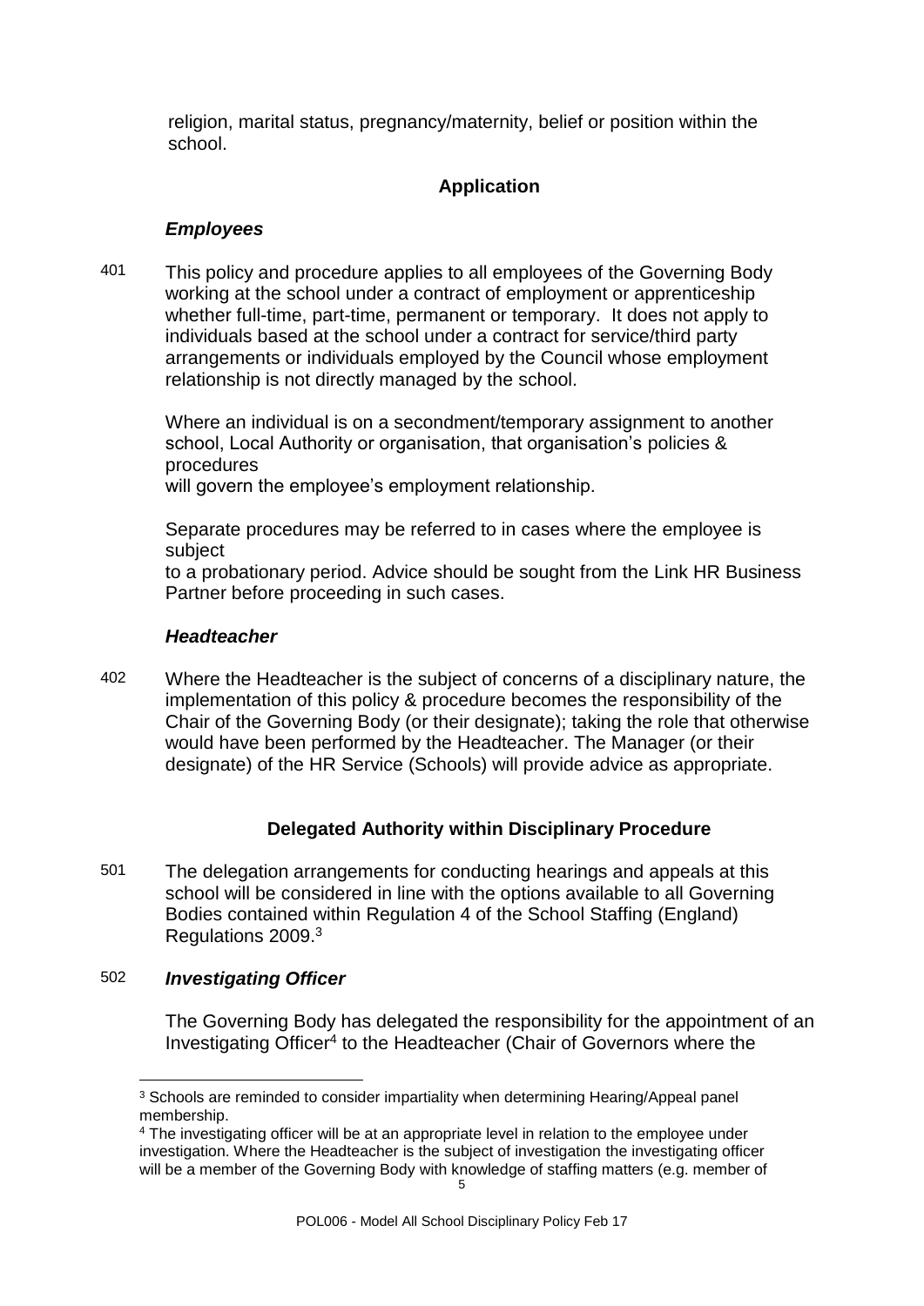religion, marital status, pregnancy/maternity, belief or position within the school.

## Application

### *Employees*

401 This policy and procedure applies to all employees of the Governing Body working at the school under a contract of employment or apprenticeship whether full-time, part-time, permanent or temporary. It does not apply to individuals based at the school under a contract for service/third party arrangements or individuals employed by the Council whose employment relationship is not directly managed by the school.

Where an individual is on a secondment/temporary assignment to another school, Local Authority or organisation, that organisation's policies & procedures will govern the employee's employment relationship.

Separate procedures may be referred to in cases where the employee is subject to a probationary period. Advice should be sought from the Link HR Business Partner before proceeding in such cases.

### *Headteacher*

402 Where the Headteacher is the subject of concerns of a disciplinary nature, the implementation of this policy & procedure becomes the responsibility of the Chair of the Governing Body (or their designate); taking the role that otherwise would have been performed by the Headteacher. The Manager (or their designate) of the HR Service (Schools) will provide advice as appropriate.

## Delegated Authority within Disciplinary Procedure

501 The delegation arrangements for conducting hearings and appeals at this school will be considered in line with the options available to all Governing Bodies contained within Regulation 4 of the School Staffing (England) Regulations 2009.[3]

502 ***Investigating Officer***

The Governing Body has delegated the responsibility for the appointment of an Investigating Officer[4] to the Headteacher (Chair of Governors where the

---

[3] Schools are reminded to consider impartiality when determining Hearing/Appeal panel membership.

[4] The investigating officer will be at an appropriate level in relation to the employee under investigation. Where the Headteacher is the subject of investigation the investigating officer will be a member of the Governing Body with knowledge of staffing matters (e.g. member of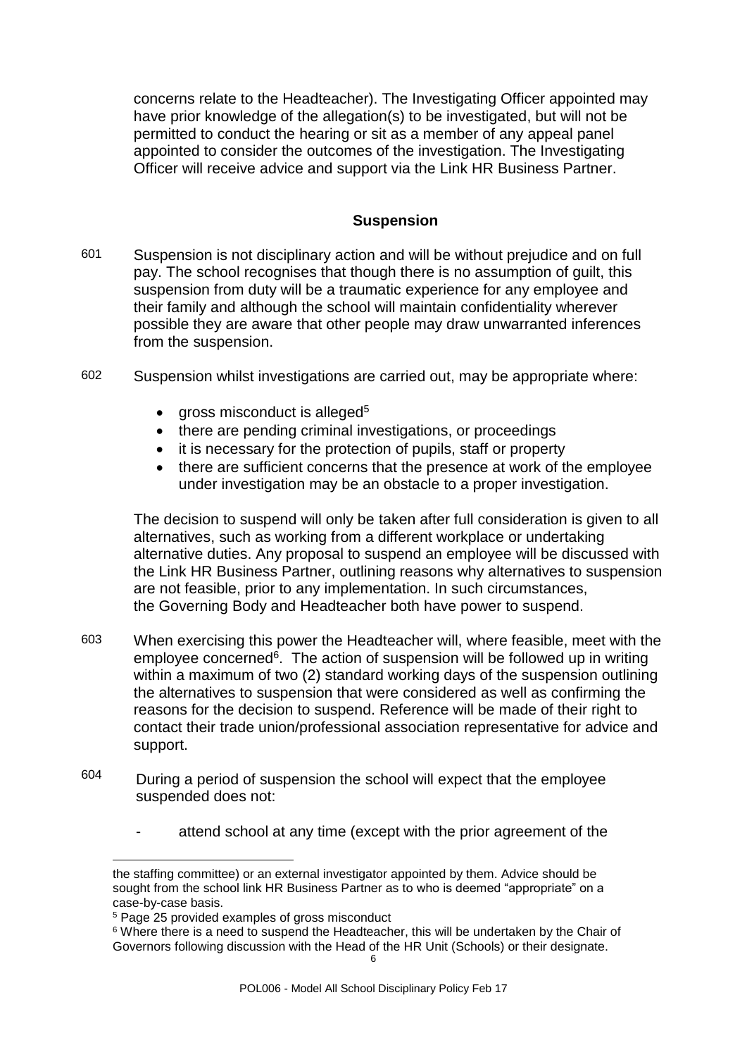concerns relate to the Headteacher). The Investigating Officer appointed may have prior knowledge of the allegation(s) to be investigated, but will not be permitted to conduct the hearing or sit as a member of any appeal panel appointed to consider the outcomes of the investigation. The Investigating Officer will receive advice and support via the Link HR Business Partner.

## Suspension

601 Suspension is not disciplinary action and will be without prejudice and on full pay. The school recognises that though there is no assumption of guilt, this suspension from duty will be a traumatic experience for any employee and their family and although the school will maintain confidentiality wherever possible they are aware that other people may draw unwarranted inferences from the suspension.

602 Suspension whilst investigations are carried out, may be appropriate where:

- gross misconduct is alleged[5]
- there are pending criminal investigations, or proceedings
- it is necessary for the protection of pupils, staff or property
- there are sufficient concerns that the presence at work of the employee under investigation may be an obstacle to a proper investigation.

The decision to suspend will only be taken after full consideration is given to all alternatives, such as working from a different workplace or undertaking alternative duties. Any proposal to suspend an employee will be discussed with the Link HR Business Partner, outlining reasons why alternatives to suspension are not feasible, prior to any implementation. In such circumstances, the Governing Body and Headteacher both have power to suspend.

603 When exercising this power the Headteacher will, where feasible, meet with the employee concerned[6]. The action of suspension will be followed up in writing within a maximum of two (2) standard working days of the suspension outlining the alternatives to suspension that were considered as well as confirming the reasons for the decision to suspend. Reference will be made of their right to contact their trade union/professional association representative for advice and support.

604 During a period of suspension the school will expect that the employee suspended does not:

- attend school at any time (except with the prior agreement of the

---

the staffing committee) or an external investigator appointed by them. Advice should be sought from the school link HR Business Partner as to who is deemed "appropriate" on a case-by-case basis.

[5] Page 25 provided examples of gross misconduct

[6] Where there is a need to suspend the Headteacher, this will be undertaken by the Chair of Governors following discussion with the Head of the HR Unit (Schools) or their designate.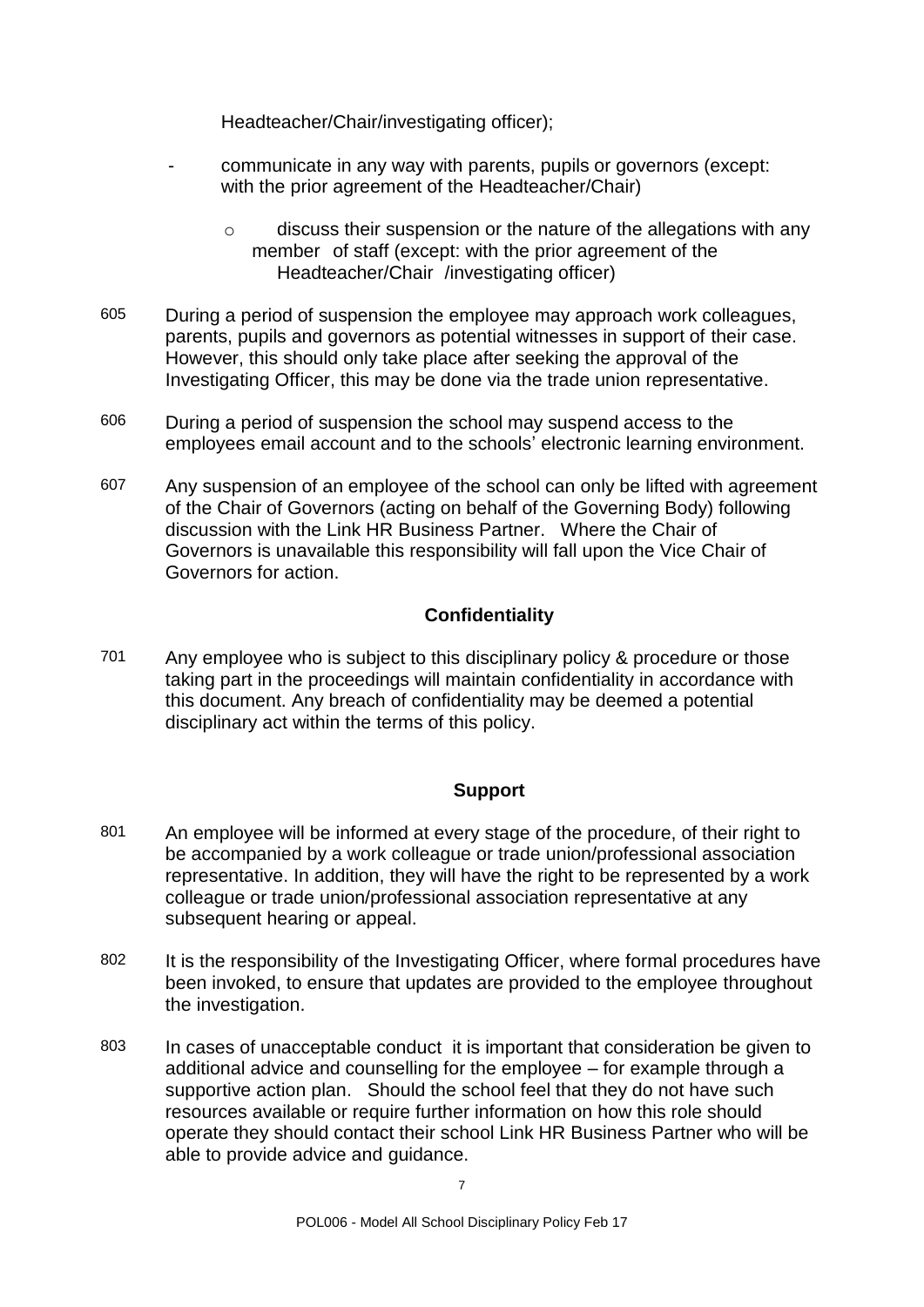Headteacher/Chair/investigating officer);

- communicate in any way with parents, pupils or governors (except: with the prior agreement of the Headteacher/Chair)

    - discuss their suspension or the nature of the allegations with any member of staff (except: with the prior agreement of the Headteacher/Chair /investigating officer)

605 During a period of suspension the employee may approach work colleagues, parents, pupils and governors as potential witnesses in support of their case. However, this should only take place after seeking the approval of the Investigating Officer, this may be done via the trade union representative.

606 During a period of suspension the school may suspend access to the employees email account and to the schools' electronic learning environment.

607 Any suspension of an employee of the school can only be lifted with agreement of the Chair of Governors (acting on behalf of the Governing Body) following discussion with the Link HR Business Partner. Where the Chair of Governors is unavailable this responsibility will fall upon the Vice Chair of Governors for action.

## Confidentiality

701 Any employee who is subject to this disciplinary policy & procedure or those taking part in the proceedings will maintain confidentiality in accordance with this document. Any breach of confidentiality may be deemed a potential disciplinary act within the terms of this policy.

## Support

801 An employee will be informed at every stage of the procedure, of their right to be accompanied by a work colleague or trade union/professional association representative. In addition, they will have the right to be represented by a work colleague or trade union/professional association representative at any subsequent hearing or appeal.

802 It is the responsibility of the Investigating Officer, where formal procedures have been invoked, to ensure that updates are provided to the employee throughout the investigation.

803 In cases of unacceptable conduct it is important that consideration be given to additional advice and counselling for the employee – for example through a supportive action plan. Should the school feel that they do not have such resources available or require further information on how this role should operate they should contact their school Link HR Business Partner who will be able to provide advice and guidance.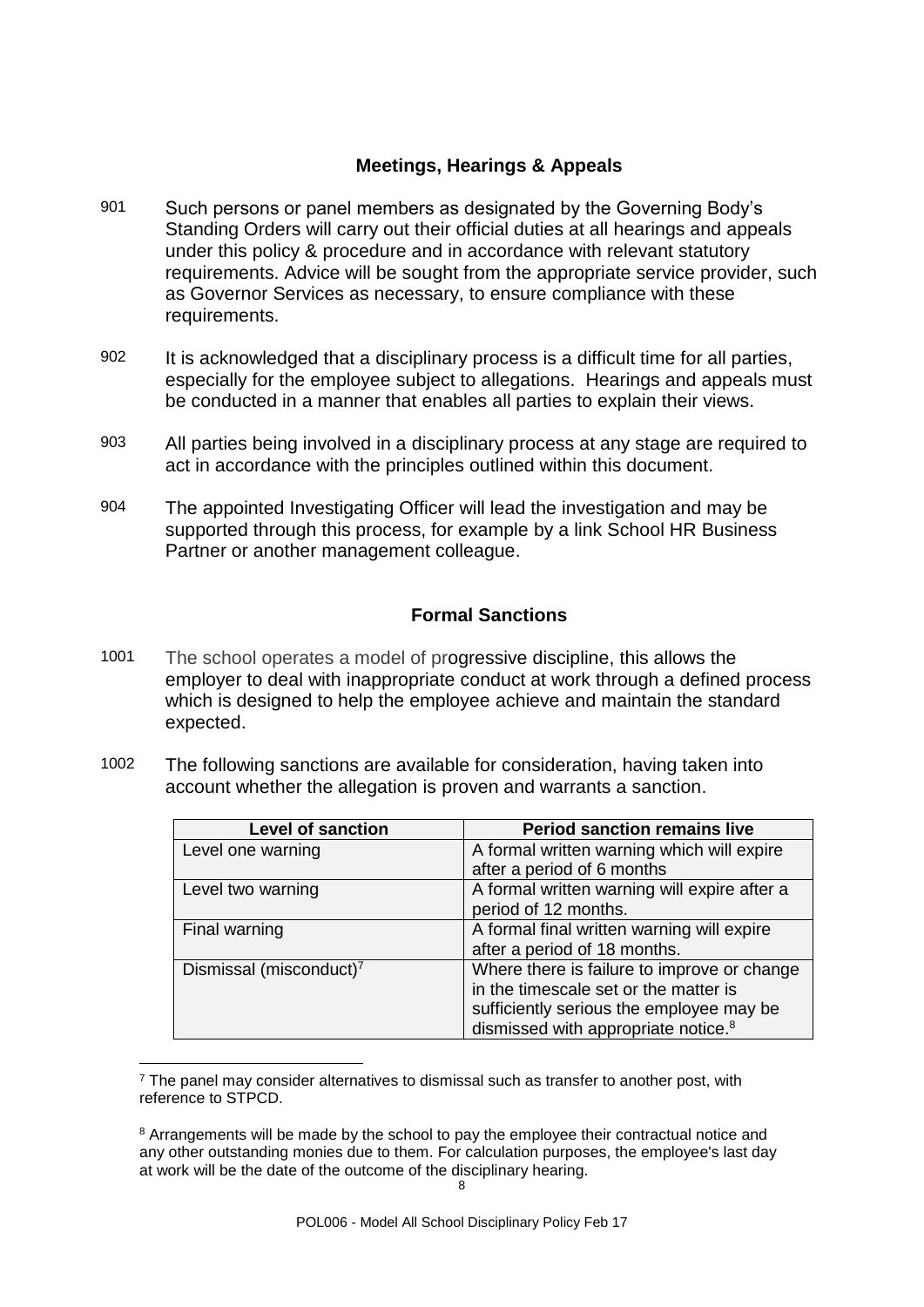## Meetings, Hearings & Appeals

901 Such persons or panel members as designated by the Governing Body's Standing Orders will carry out their official duties at all hearings and appeals under this policy & procedure and in accordance with relevant statutory requirements. Advice will be sought from the appropriate service provider, such as Governor Services as necessary, to ensure compliance with these requirements.

902 It is acknowledged that a disciplinary process is a difficult time for all parties, especially for the employee subject to allegations. Hearings and appeals must be conducted in a manner that enables all parties to explain their views.

903 All parties being involved in a disciplinary process at any stage are required to act in accordance with the principles outlined within this document.

904 The appointed Investigating Officer will lead the investigation and may be supported through this process, for example by a link School HR Business Partner or another management colleague.

## Formal Sanctions

1001 The school operates a model of progressive discipline, this allows the employer to deal with inappropriate conduct at work through a defined process which is designed to help the employee achieve and maintain the standard expected.

1002 The following sanctions are available for consideration, having taken into account whether the allegation is proven and warrants a sanction.

| Level of sanction | Period sanction remains live |
| --- | --- |
| Level one warning | A formal written warning which will expire after a period of 6 months |
| Level two warning | A formal written warning will expire after a period of 12 months. |
| Final warning | A formal final written warning will expire after a period of 18 months. |
| Dismissal (misconduct)[7] | Where there is failure to improve or change in the timescale set or the matter is sufficiently serious the employee may be dismissed with appropriate notice.[8] |

[7] The panel may consider alternatives to dismissal such as transfer to another post, with reference to STPCD.

[8] Arrangements will be made by the school to pay the employee their contractual notice and any other outstanding monies due to them. For calculation purposes, the employee's last day at work will be the date of the outcome of the disciplinary hearing.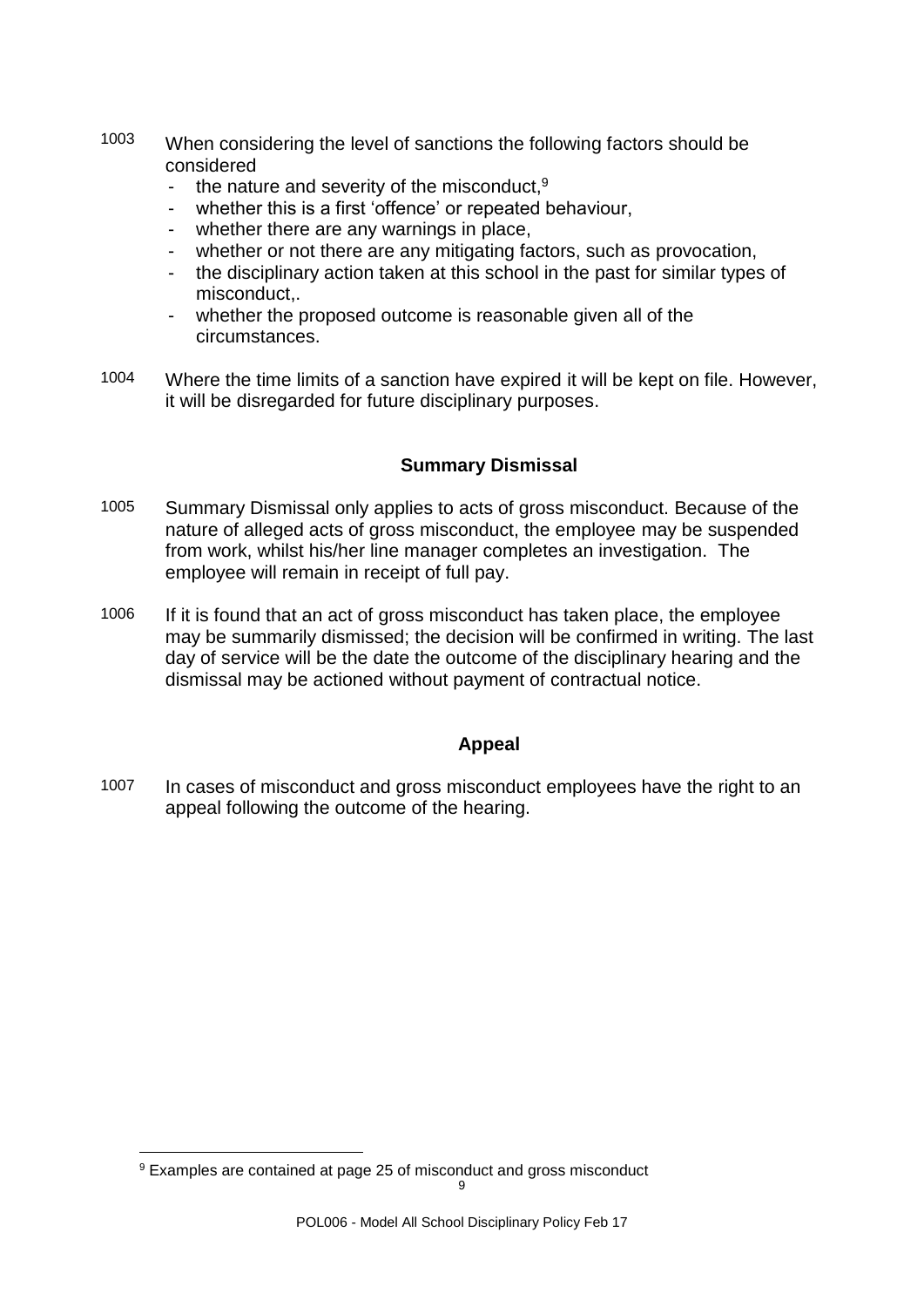1003 When considering the level of sanctions the following factors should be considered

- the nature and severity of the misconduct,[9]
- whether this is a first 'offence' or repeated behaviour,
- whether there are any warnings in place,
- whether or not there are any mitigating factors, such as provocation,
- the disciplinary action taken at this school in the past for similar types of misconduct,.
- whether the proposed outcome is reasonable given all of the circumstances.

1004 Where the time limits of a sanction have expired it will be kept on file. However, it will be disregarded for future disciplinary purposes.

### Summary Dismissal

1005 Summary Dismissal only applies to acts of gross misconduct. Because of the nature of alleged acts of gross misconduct, the employee may be suspended from work, whilst his/her line manager completes an investigation. The employee will remain in receipt of full pay.

1006 If it is found that an act of gross misconduct has taken place, the employee may be summarily dismissed; the decision will be confirmed in writing. The last day of service will be the date the outcome of the disciplinary hearing and the dismissal may be actioned without payment of contractual notice.

### Appeal

1007 In cases of misconduct and gross misconduct employees have the right to an appeal following the outcome of the hearing.

[9] Examples are contained at page 25 of misconduct and gross misconduct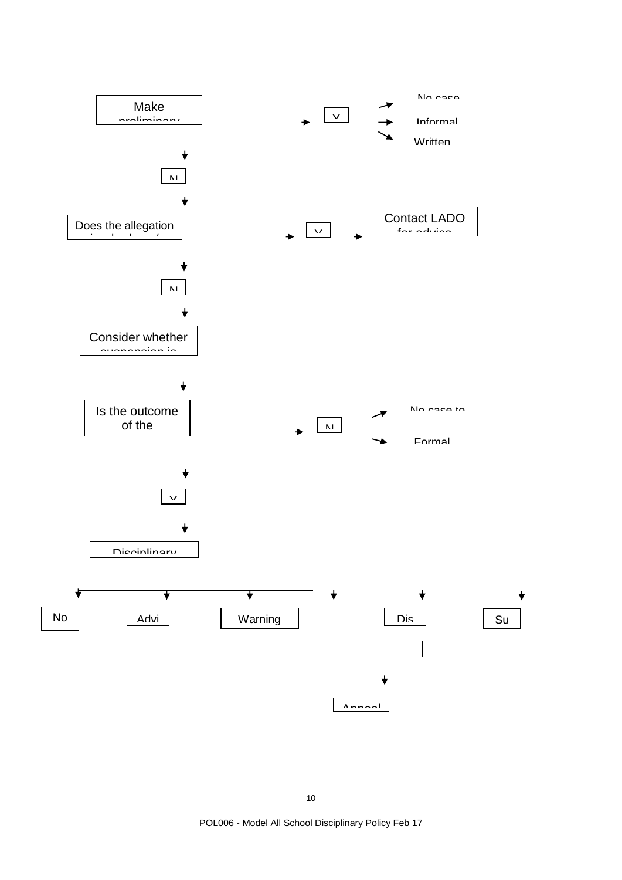Make preliminary

Y

No case

Informal

Written

N

Does the allegation

Y

Contact LADO for advice

N

Consider whether suspension is

Is the outcome of the

N

No case to

Formal

Y

Disciplinary

No

Advi

Warning

Dis

Su

Appeal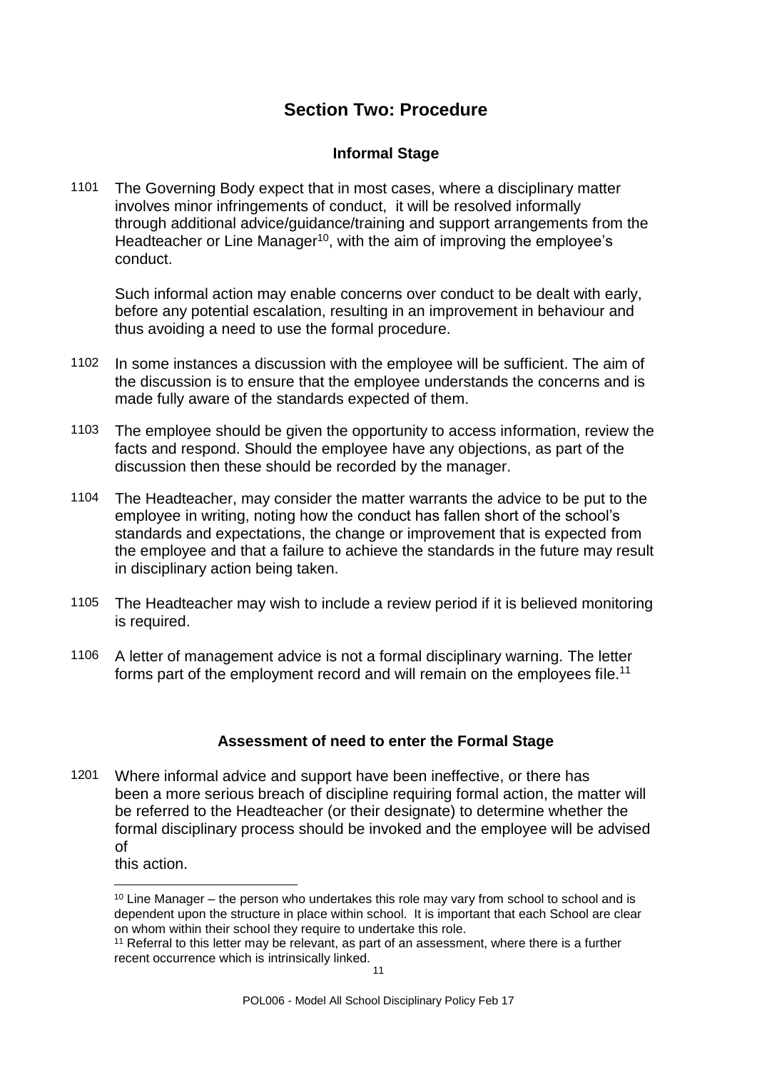## Section Two: Procedure

### Informal Stage

1101 The Governing Body expect that in most cases, where a disciplinary matter involves minor infringements of conduct, it will be resolved informally through additional advice/guidance/training and support arrangements from the Headteacher or Line Manager[10], with the aim of improving the employee's conduct.

Such informal action may enable concerns over conduct to be dealt with early, before any potential escalation, resulting in an improvement in behaviour and thus avoiding a need to use the formal procedure.

1102 In some instances a discussion with the employee will be sufficient. The aim of the discussion is to ensure that the employee understands the concerns and is made fully aware of the standards expected of them.

1103 The employee should be given the opportunity to access information, review the facts and respond. Should the employee have any objections, as part of the discussion then these should be recorded by the manager.

1104 The Headteacher, may consider the matter warrants the advice to be put to the employee in writing, noting how the conduct has fallen short of the school's standards and expectations, the change or improvement that is expected from the employee and that a failure to achieve the standards in the future may result in disciplinary action being taken.

1105 The Headteacher may wish to include a review period if it is believed monitoring is required.

1106 A letter of management advice is not a formal disciplinary warning. The letter forms part of the employment record and will remain on the employees file.[11]

### Assessment of need to enter the Formal Stage

1201 Where informal advice and support have been ineffective, or there has been a more serious breach of discipline requiring formal action, the matter will be referred to the Headteacher (or their designate) to determine whether the formal disciplinary process should be invoked and the employee will be advised of this action.

---

[10] Line Manager – the person who undertakes this role may vary from school to school and is dependent upon the structure in place within school. It is important that each School are clear on whom within their school they require to undertake this role.

[11] Referral to this letter may be relevant, as part of an assessment, where there is a further recent occurrence which is intrinsically linked.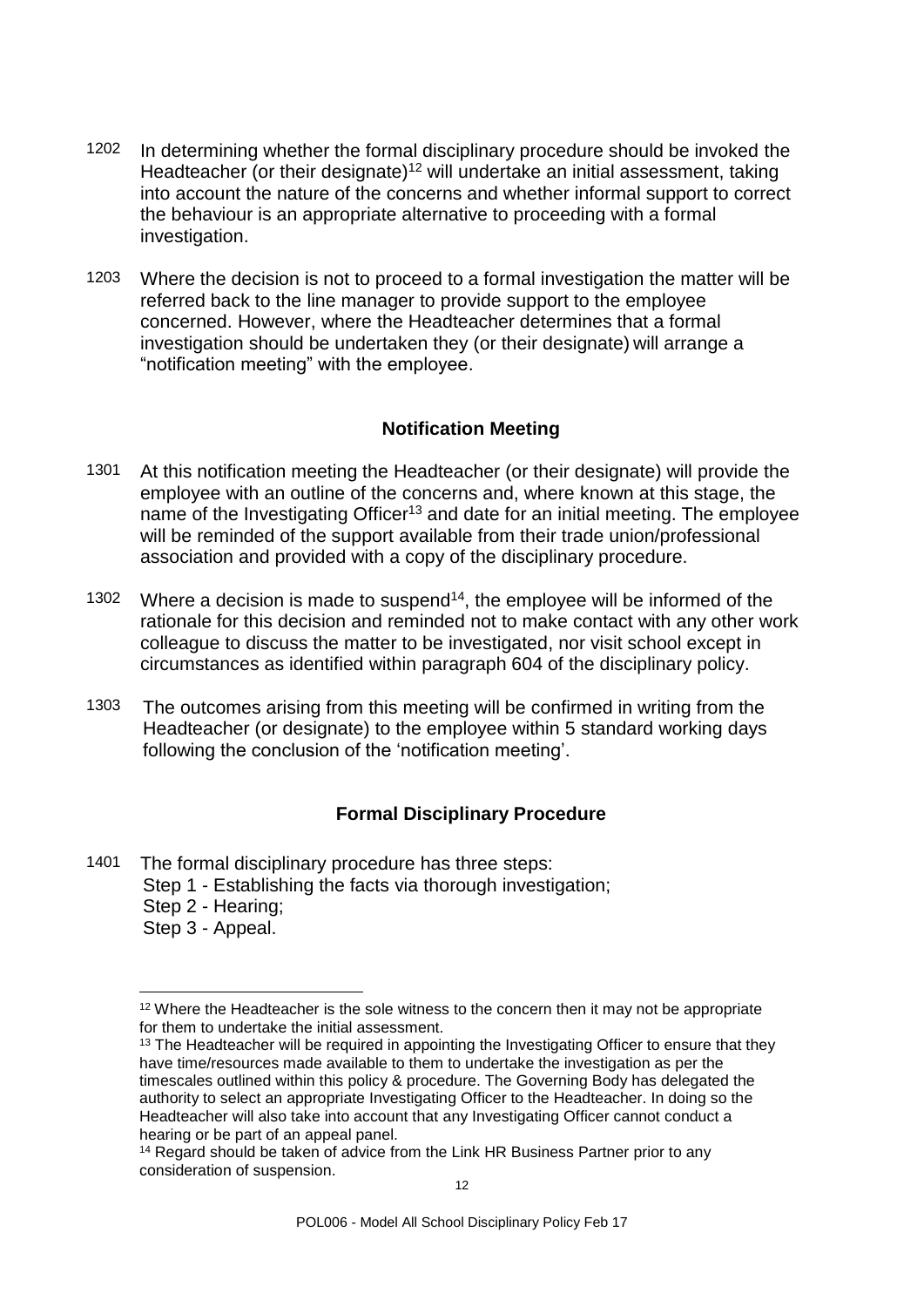1202 In determining whether the formal disciplinary procedure should be invoked the Headteacher (or their designate)[12] will undertake an initial assessment, taking into account the nature of the concerns and whether informal support to correct the behaviour is an appropriate alternative to proceeding with a formal investigation.

1203 Where the decision is not to proceed to a formal investigation the matter will be referred back to the line manager to provide support to the employee concerned. However, where the Headteacher determines that a formal investigation should be undertaken they (or their designate) will arrange a "notification meeting" with the employee.

## Notification Meeting

1301 At this notification meeting the Headteacher (or their designate) will provide the employee with an outline of the concerns and, where known at this stage, the name of the Investigating Officer[13] and date for an initial meeting. The employee will be reminded of the support available from their trade union/professional association and provided with a copy of the disciplinary procedure.

1302 Where a decision is made to suspend[14], the employee will be informed of the rationale for this decision and reminded not to make contact with any other work colleague to discuss the matter to be investigated, nor visit school except in circumstances as identified within paragraph 604 of the disciplinary policy.

1303 The outcomes arising from this meeting will be confirmed in writing from the Headteacher (or designate) to the employee within 5 standard working days following the conclusion of the 'notification meeting'.

## Formal Disciplinary Procedure

1401 The formal disciplinary procedure has three steps:
Step 1 - Establishing the facts via thorough investigation;
Step 2 - Hearing;
Step 3 - Appeal.

---

[12] Where the Headteacher is the sole witness to the concern then it may not be appropriate for them to undertake the initial assessment.

[13] The Headteacher will be required in appointing the Investigating Officer to ensure that they have time/resources made available to them to undertake the investigation as per the timescales outlined within this policy & procedure. The Governing Body has delegated the authority to select an appropriate Investigating Officer to the Headteacher. In doing so the Headteacher will also take into account that any Investigating Officer cannot conduct a hearing or be part of an appeal panel.

[14] Regard should be taken of advice from the Link HR Business Partner prior to any consideration of suspension.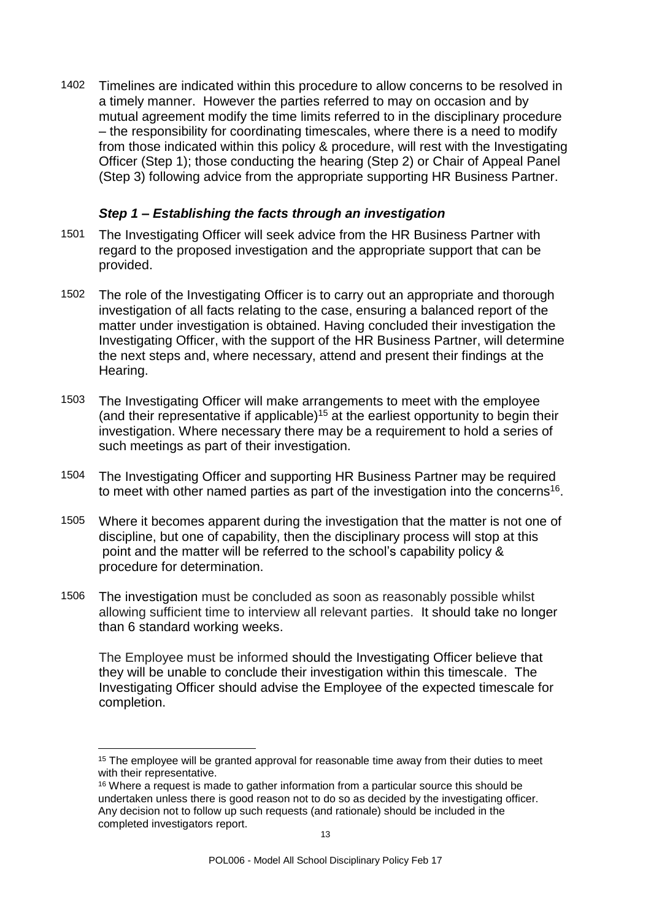1402 Timelines are indicated within this procedure to allow concerns to be resolved in a timely manner. However the parties referred to may on occasion and by mutual agreement modify the time limits referred to in the disciplinary procedure – the responsibility for coordinating timescales, where there is a need to modify from those indicated within this policy & procedure, will rest with the Investigating Officer (Step 1); those conducting the hearing (Step 2) or Chair of Appeal Panel (Step 3) following advice from the appropriate supporting HR Business Partner.

### *Step 1 – Establishing the facts through an investigation*

1501 The Investigating Officer will seek advice from the HR Business Partner with regard to the proposed investigation and the appropriate support that can be provided.

1502 The role of the Investigating Officer is to carry out an appropriate and thorough investigation of all facts relating to the case, ensuring a balanced report of the matter under investigation is obtained. Having concluded their investigation the Investigating Officer, with the support of the HR Business Partner, will determine the next steps and, where necessary, attend and present their findings at the Hearing.

1503 The Investigating Officer will make arrangements to meet with the employee (and their representative if applicable)[15] at the earliest opportunity to begin their investigation. Where necessary there may be a requirement to hold a series of such meetings as part of their investigation.

1504 The Investigating Officer and supporting HR Business Partner may be required to meet with other named parties as part of the investigation into the concerns[16].

1505 Where it becomes apparent during the investigation that the matter is not one of discipline, but one of capability, then the disciplinary process will stop at this point and the matter will be referred to the school's capability policy & procedure for determination.

1506 The investigation must be concluded as soon as reasonably possible whilst allowing sufficient time to interview all relevant parties. It should take no longer than 6 standard working weeks.

The Employee must be informed should the Investigating Officer believe that they will be unable to conclude their investigation within this timescale. The Investigating Officer should advise the Employee of the expected timescale for completion.

---

[15] The employee will be granted approval for reasonable time away from their duties to meet with their representative.

[16] Where a request is made to gather information from a particular source this should be undertaken unless there is good reason not to do so as decided by the investigating officer. Any decision not to follow up such requests (and rationale) should be included in the completed investigators report.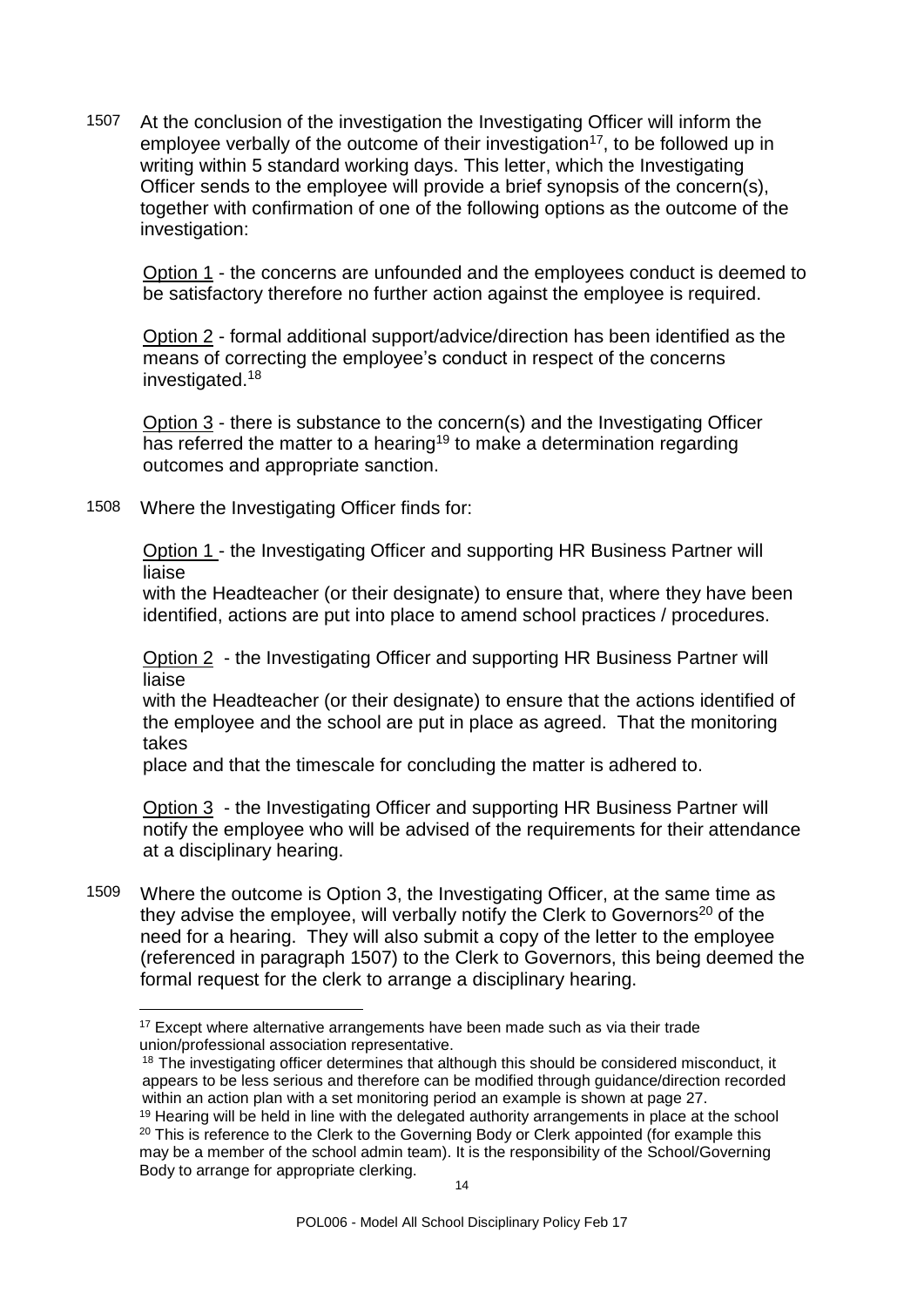1507 At the conclusion of the investigation the Investigating Officer will inform the employee verbally of the outcome of their investigation[17], to be followed up in writing within 5 standard working days. This letter, which the Investigating Officer sends to the employee will provide a brief synopsis of the concern(s), together with confirmation of one of the following options as the outcome of the investigation:

Option 1 - the concerns are unfounded and the employees conduct is deemed to be satisfactory therefore no further action against the employee is required.

Option 2 - formal additional support/advice/direction has been identified as the means of correcting the employee's conduct in respect of the concerns investigated.[18]

Option 3 - there is substance to the concern(s) and the Investigating Officer has referred the matter to a hearing[19] to make a determination regarding outcomes and appropriate sanction.

1508 Where the Investigating Officer finds for:

Option 1 - the Investigating Officer and supporting HR Business Partner will liaise with the Headteacher (or their designate) to ensure that, where they have been identified, actions are put into place to amend school practices / procedures.

Option 2 - the Investigating Officer and supporting HR Business Partner will liaise with the Headteacher (or their designate) to ensure that the actions identified of the employee and the school are put in place as agreed. That the monitoring takes place and that the timescale for concluding the matter is adhered to.

Option 3 - the Investigating Officer and supporting HR Business Partner will notify the employee who will be advised of the requirements for their attendance at a disciplinary hearing.

1509 Where the outcome is Option 3, the Investigating Officer, at the same time as they advise the employee, will verbally notify the Clerk to Governors[20] of the need for a hearing. They will also submit a copy of the letter to the employee (referenced in paragraph 1507) to the Clerk to Governors, this being deemed the formal request for the clerk to arrange a disciplinary hearing.

---

[17] Except where alternative arrangements have been made such as via their trade union/professional association representative.

[18] The investigating officer determines that although this should be considered misconduct, it appears to be less serious and therefore can be modified through guidance/direction recorded within an action plan with a set monitoring period an example is shown at page 27.

[19] Hearing will be held in line with the delegated authority arrangements in place at the school

[20] This is reference to the Clerk to the Governing Body or Clerk appointed (for example this may be a member of the school admin team). It is the responsibility of the School/Governing Body to arrange for appropriate clerking.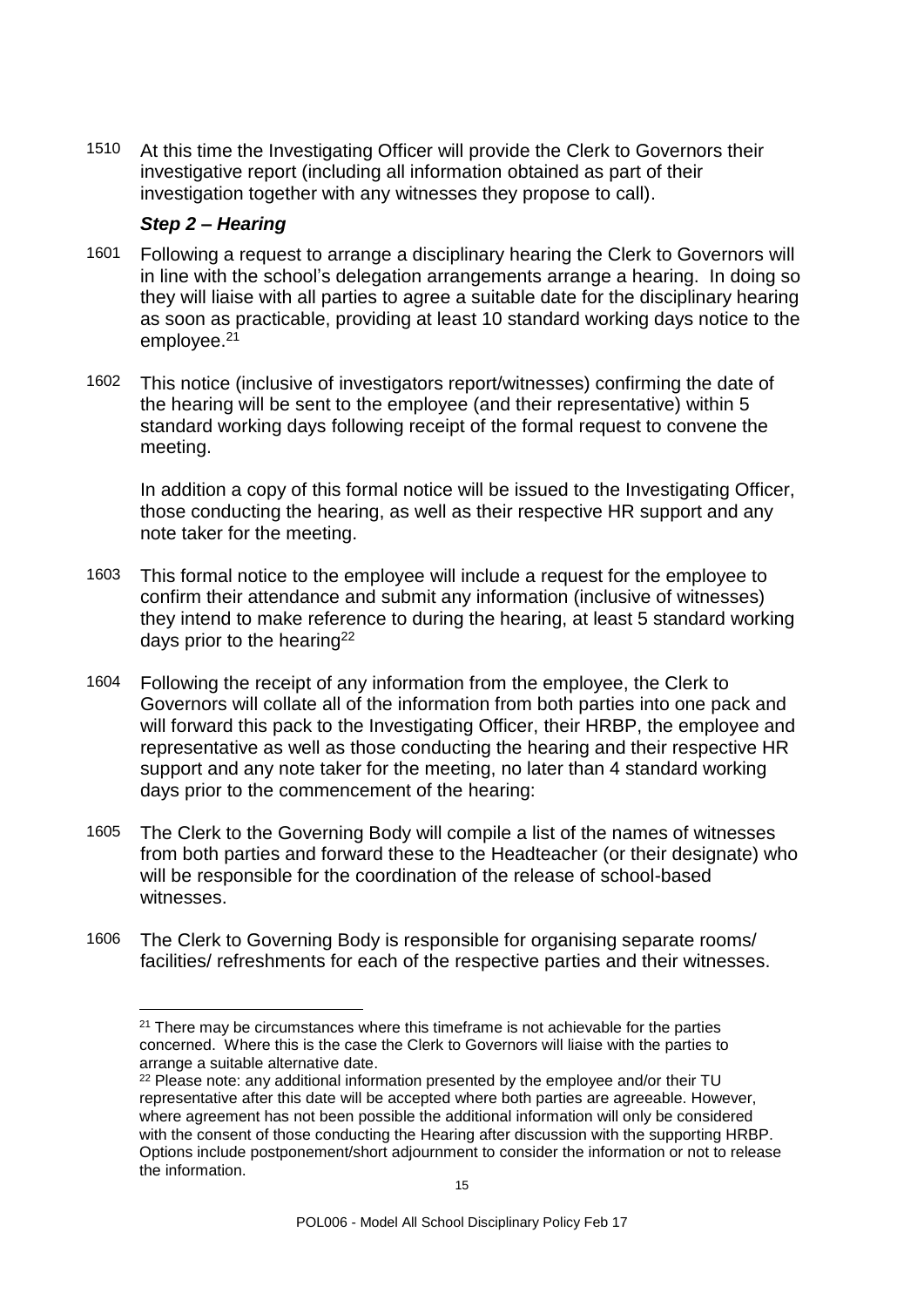1510 At this time the Investigating Officer will provide the Clerk to Governors their investigative report (including all information obtained as part of their investigation together with any witnesses they propose to call).

### *Step 2 – Hearing*

1601 Following a request to arrange a disciplinary hearing the Clerk to Governors will in line with the school's delegation arrangements arrange a hearing. In doing so they will liaise with all parties to agree a suitable date for the disciplinary hearing as soon as practicable, providing at least 10 standard working days notice to the employee.[21]

1602 This notice (inclusive of investigators report/witnesses) confirming the date of the hearing will be sent to the employee (and their representative) within 5 standard working days following receipt of the formal request to convene the meeting.

In addition a copy of this formal notice will be issued to the Investigating Officer, those conducting the hearing, as well as their respective HR support and any note taker for the meeting.

1603 This formal notice to the employee will include a request for the employee to confirm their attendance and submit any information (inclusive of witnesses) they intend to make reference to during the hearing, at least 5 standard working days prior to the hearing[22]

1604 Following the receipt of any information from the employee, the Clerk to Governors will collate all of the information from both parties into one pack and will forward this pack to the Investigating Officer, their HRBP, the employee and representative as well as those conducting the hearing and their respective HR support and any note taker for the meeting, no later than 4 standard working days prior to the commencement of the hearing:

1605 The Clerk to the Governing Body will compile a list of the names of witnesses from both parties and forward these to the Headteacher (or their designate) who will be responsible for the coordination of the release of school-based witnesses.

1606 The Clerk to Governing Body is responsible for organising separate rooms/ facilities/ refreshments for each of the respective parties and their witnesses.

---

[21] There may be circumstances where this timeframe is not achievable for the parties concerned. Where this is the case the Clerk to Governors will liaise with the parties to arrange a suitable alternative date.

[22] Please note: any additional information presented by the employee and/or their TU representative after this date will be accepted where both parties are agreeable. However, where agreement has not been possible the additional information will only be considered with the consent of those conducting the Hearing after discussion with the supporting HRBP. Options include postponement/short adjournment to consider the information or not to release the information.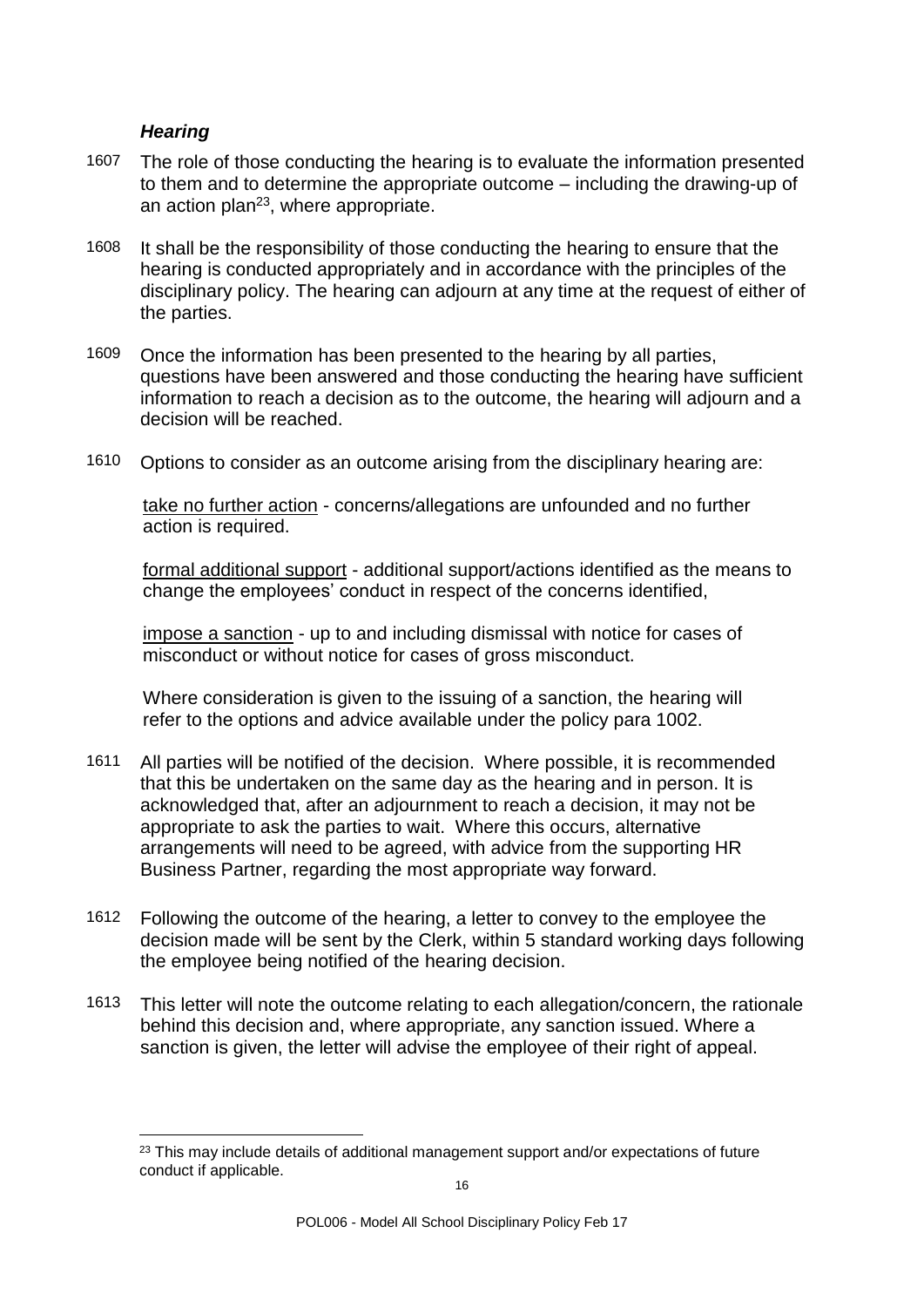### *Hearing*

1607 The role of those conducting the hearing is to evaluate the information presented to them and to determine the appropriate outcome – including the drawing-up of an action plan[23], where appropriate.

1608 It shall be the responsibility of those conducting the hearing to ensure that the hearing is conducted appropriately and in accordance with the principles of the disciplinary policy. The hearing can adjourn at any time at the request of either of the parties.

1609 Once the information has been presented to the hearing by all parties, questions have been answered and those conducting the hearing have sufficient information to reach a decision as to the outcome, the hearing will adjourn and a decision will be reached.

1610 Options to consider as an outcome arising from the disciplinary hearing are:

<u>take no further action</u> - concerns/allegations are unfounded and no further action is required.

<u>formal additional support</u> - additional support/actions identified as the means to change the employees' conduct in respect of the concerns identified,

<u>impose a sanction</u> - up to and including dismissal with notice for cases of misconduct or without notice for cases of gross misconduct.

Where consideration is given to the issuing of a sanction, the hearing will refer to the options and advice available under the policy para 1002.

1611 All parties will be notified of the decision. Where possible, it is recommended that this be undertaken on the same day as the hearing and in person. It is acknowledged that, after an adjournment to reach a decision, it may not be appropriate to ask the parties to wait. Where this occurs, alternative arrangements will need to be agreed, with advice from the supporting HR Business Partner, regarding the most appropriate way forward.

1612 Following the outcome of the hearing, a letter to convey to the employee the decision made will be sent by the Clerk, within 5 standard working days following the employee being notified of the hearing decision.

1613 This letter will note the outcome relating to each allegation/concern, the rationale behind this decision and, where appropriate, any sanction issued. Where a sanction is given, the letter will advise the employee of their right of appeal.

---

[23] This may include details of additional management support and/or expectations of future conduct if applicable.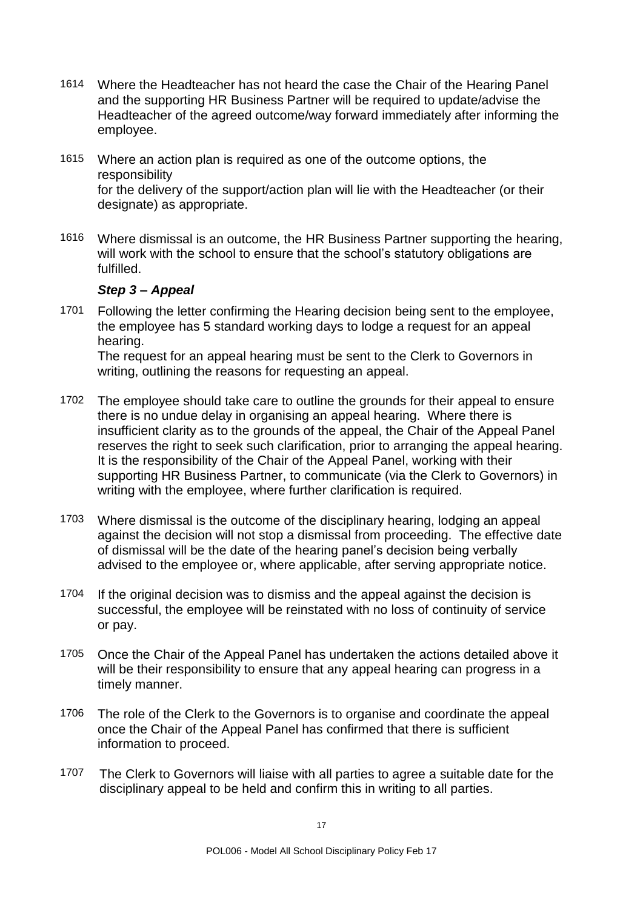1614 Where the Headteacher has not heard the case the Chair of the Hearing Panel and the supporting HR Business Partner will be required to update/advise the Headteacher of the agreed outcome/way forward immediately after informing the employee.

1615 Where an action plan is required as one of the outcome options, the responsibility for the delivery of the support/action plan will lie with the Headteacher (or their designate) as appropriate.

1616 Where dismissal is an outcome, the HR Business Partner supporting the hearing, will work with the school to ensure that the school's statutory obligations are fulfilled.

### *Step 3 – Appeal*

1701 Following the letter confirming the Hearing decision being sent to the employee, the employee has 5 standard working days to lodge a request for an appeal hearing.
The request for an appeal hearing must be sent to the Clerk to Governors in writing, outlining the reasons for requesting an appeal.

1702 The employee should take care to outline the grounds for their appeal to ensure there is no undue delay in organising an appeal hearing. Where there is insufficient clarity as to the grounds of the appeal, the Chair of the Appeal Panel reserves the right to seek such clarification, prior to arranging the appeal hearing. It is the responsibility of the Chair of the Appeal Panel, working with their supporting HR Business Partner, to communicate (via the Clerk to Governors) in writing with the employee, where further clarification is required.

1703 Where dismissal is the outcome of the disciplinary hearing, lodging an appeal against the decision will not stop a dismissal from proceeding. The effective date of dismissal will be the date of the hearing panel's decision being verbally advised to the employee or, where applicable, after serving appropriate notice.

1704 If the original decision was to dismiss and the appeal against the decision is successful, the employee will be reinstated with no loss of continuity of service or pay.

1705 Once the Chair of the Appeal Panel has undertaken the actions detailed above it will be their responsibility to ensure that any appeal hearing can progress in a timely manner.

1706 The role of the Clerk to the Governors is to organise and coordinate the appeal once the Chair of the Appeal Panel has confirmed that there is sufficient information to proceed.

1707 The Clerk to Governors will liaise with all parties to agree a suitable date for the disciplinary appeal to be held and confirm this in writing to all parties.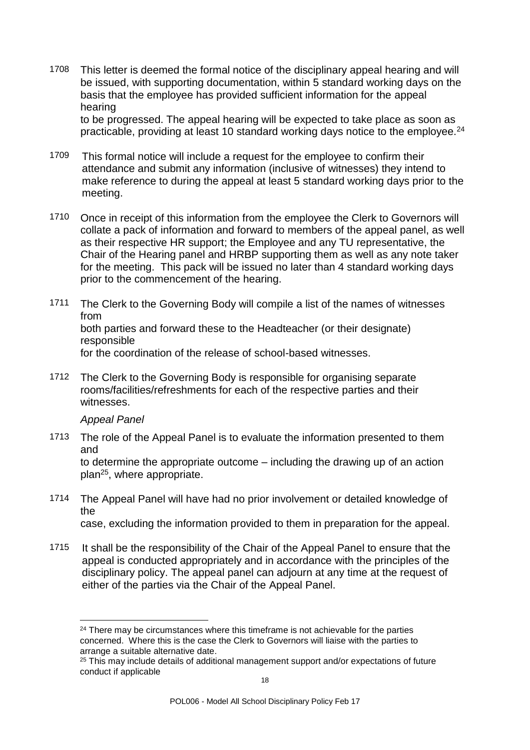1708 This letter is deemed the formal notice of the disciplinary appeal hearing and will be issued, with supporting documentation, within 5 standard working days on the basis that the employee has provided sufficient information for the appeal hearing to be progressed. The appeal hearing will be expected to take place as soon as practicable, providing at least 10 standard working days notice to the employee.[24]

1709 This formal notice will include a request for the employee to confirm their attendance and submit any information (inclusive of witnesses) they intend to make reference to during the appeal at least 5 standard working days prior to the meeting.

1710 Once in receipt of this information from the employee the Clerk to Governors will collate a pack of information and forward to members of the appeal panel, as well as their respective HR support; the Employee and any TU representative, the Chair of the Hearing panel and HRBP supporting them as well as any note taker for the meeting. This pack will be issued no later than 4 standard working days prior to the commencement of the hearing.

1711 The Clerk to the Governing Body will compile a list of the names of witnesses from both parties and forward these to the Headteacher (or their designate) responsible for the coordination of the release of school-based witnesses.

1712 The Clerk to the Governing Body is responsible for organising separate rooms/facilities/refreshments for each of the respective parties and their witnesses.

*Appeal Panel*

1713 The role of the Appeal Panel is to evaluate the information presented to them and to determine the appropriate outcome – including the drawing up of an action plan[25], where appropriate.

1714 The Appeal Panel will have had no prior involvement or detailed knowledge of the case, excluding the information provided to them in preparation for the appeal.

1715 It shall be the responsibility of the Chair of the Appeal Panel to ensure that the appeal is conducted appropriately and in accordance with the principles of the disciplinary policy. The appeal panel can adjourn at any time at the request of either of the parties via the Chair of the Appeal Panel.

---

[24] There may be circumstances where this timeframe is not achievable for the parties concerned. Where this is the case the Clerk to Governors will liaise with the parties to arrange a suitable alternative date.

[25] This may include details of additional management support and/or expectations of future conduct if applicable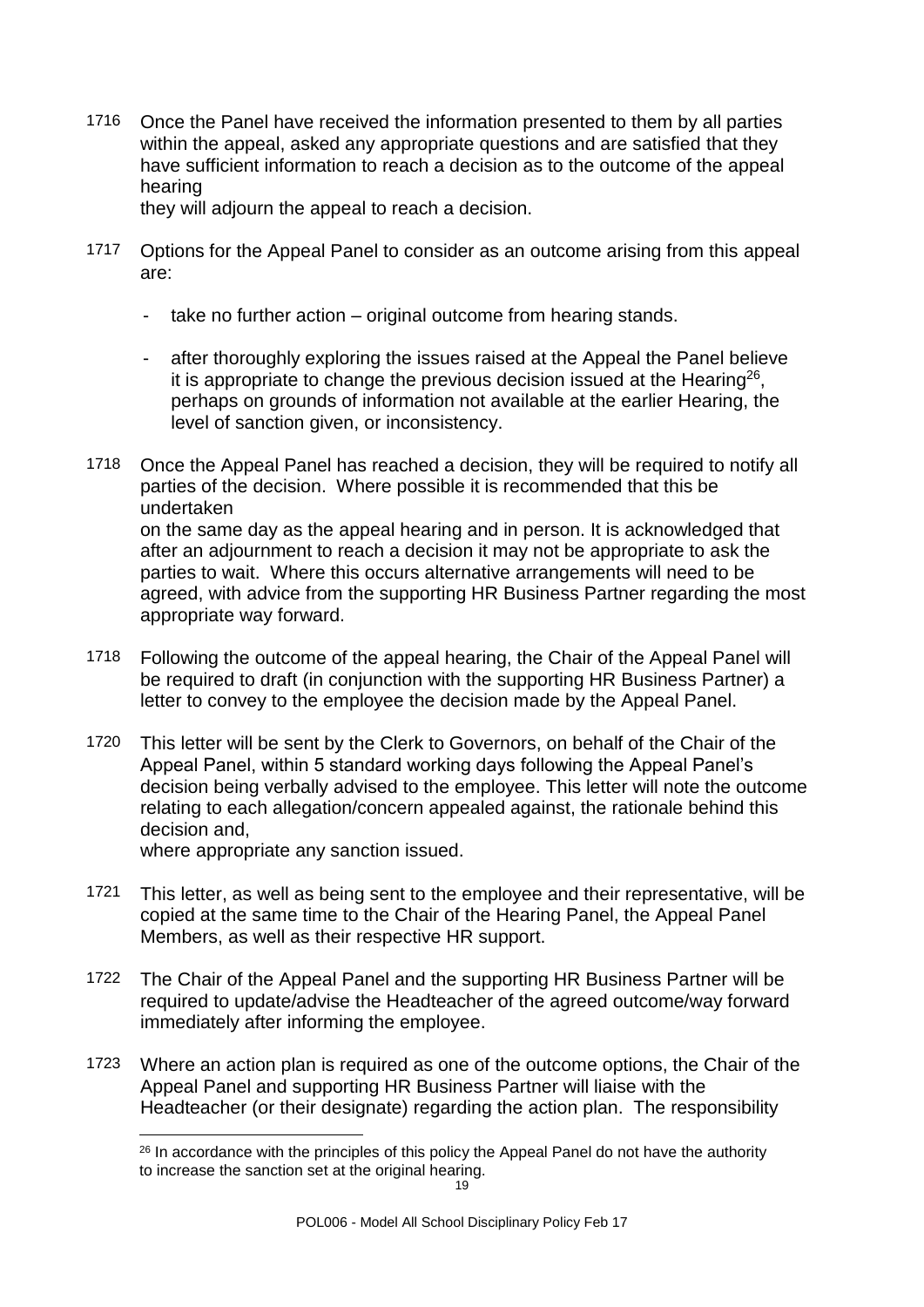1716 Once the Panel have received the information presented to them by all parties within the appeal, asked any appropriate questions and are satisfied that they have sufficient information to reach a decision as to the outcome of the appeal hearing they will adjourn the appeal to reach a decision.

1717 Options for the Appeal Panel to consider as an outcome arising from this appeal are:

- take no further action – original outcome from hearing stands.
- after thoroughly exploring the issues raised at the Appeal the Panel believe it is appropriate to change the previous decision issued at the Hearing[26], perhaps on grounds of information not available at the earlier Hearing, the level of sanction given, or inconsistency.

1718 Once the Appeal Panel has reached a decision, they will be required to notify all parties of the decision. Where possible it is recommended that this be undertaken on the same day as the appeal hearing and in person. It is acknowledged that after an adjournment to reach a decision it may not be appropriate to ask the parties to wait. Where this occurs alternative arrangements will need to be agreed, with advice from the supporting HR Business Partner regarding the most appropriate way forward.

1718 Following the outcome of the appeal hearing, the Chair of the Appeal Panel will be required to draft (in conjunction with the supporting HR Business Partner) a letter to convey to the employee the decision made by the Appeal Panel.

1720 This letter will be sent by the Clerk to Governors, on behalf of the Chair of the Appeal Panel, within 5 standard working days following the Appeal Panel's decision being verbally advised to the employee. This letter will note the outcome relating to each allegation/concern appealed against, the rationale behind this decision and, where appropriate any sanction issued.

1721 This letter, as well as being sent to the employee and their representative, will be copied at the same time to the Chair of the Hearing Panel, the Appeal Panel Members, as well as their respective HR support.

1722 The Chair of the Appeal Panel and the supporting HR Business Partner will be required to update/advise the Headteacher of the agreed outcome/way forward immediately after informing the employee.

1723 Where an action plan is required as one of the outcome options, the Chair of the Appeal Panel and supporting HR Business Partner will liaise with the Headteacher (or their designate) regarding the action plan. The responsibility

---

[26] In accordance with the principles of this policy the Appeal Panel do not have the authority to increase the sanction set at the original hearing.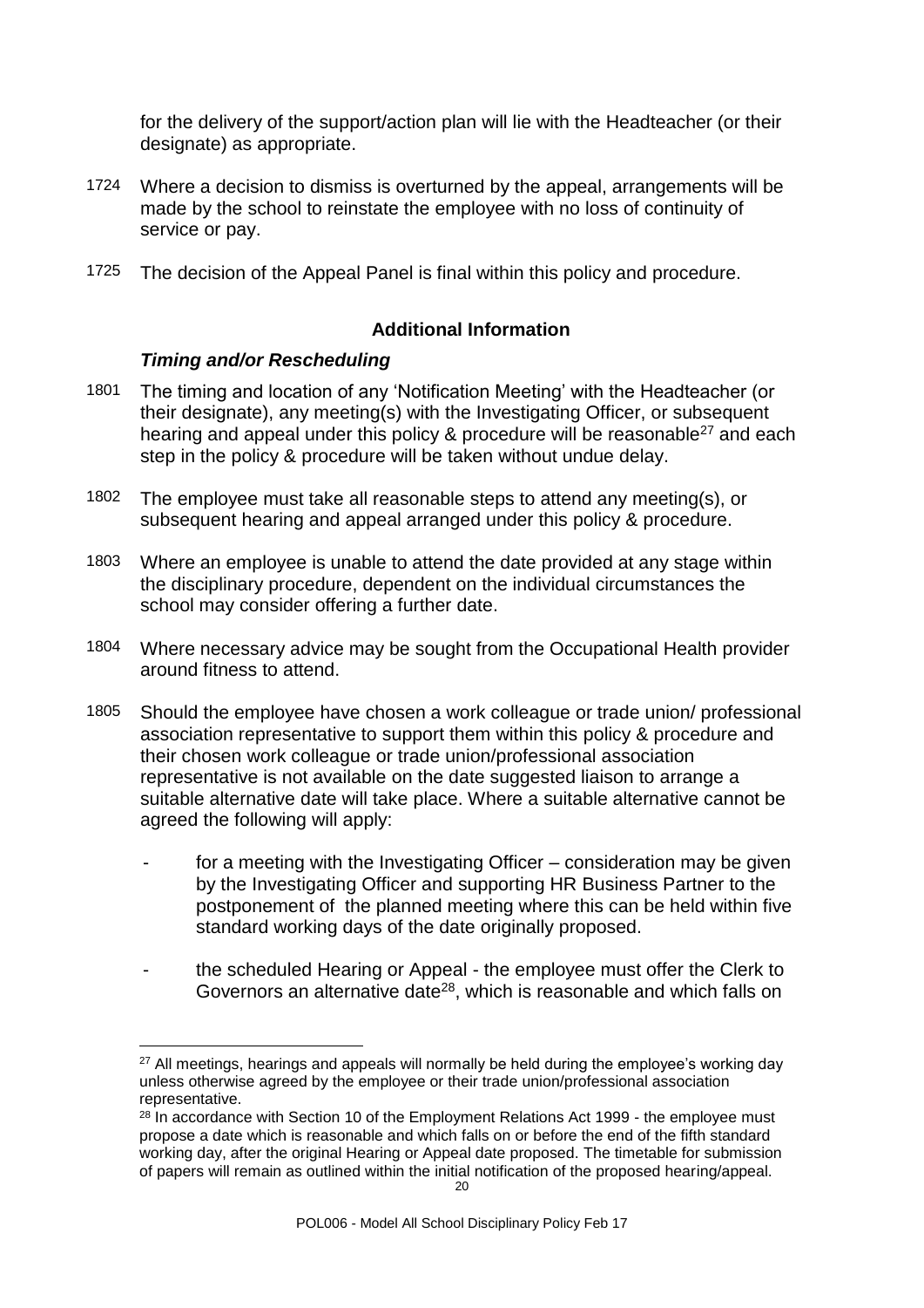for the delivery of the support/action plan will lie with the Headteacher (or their designate) as appropriate.

1724 Where a decision to dismiss is overturned by the appeal, arrangements will be made by the school to reinstate the employee with no loss of continuity of service or pay.

1725 The decision of the Appeal Panel is final within this policy and procedure.

### Additional Information

#### *Timing and/or Rescheduling*

1801 The timing and location of any 'Notification Meeting' with the Headteacher (or their designate), any meeting(s) with the Investigating Officer, or subsequent hearing and appeal under this policy & procedure will be reasonable[27] and each step in the policy & procedure will be taken without undue delay.

1802 The employee must take all reasonable steps to attend any meeting(s), or subsequent hearing and appeal arranged under this policy & procedure.

1803 Where an employee is unable to attend the date provided at any stage within the disciplinary procedure, dependent on the individual circumstances the school may consider offering a further date.

1804 Where necessary advice may be sought from the Occupational Health provider around fitness to attend.

1805 Should the employee have chosen a work colleague or trade union/ professional association representative to support them within this policy & procedure and their chosen work colleague or trade union/professional association representative is not available on the date suggested liaison to arrange a suitable alternative date will take place. Where a suitable alternative cannot be agreed the following will apply:

- for a meeting with the Investigating Officer – consideration may be given by the Investigating Officer and supporting HR Business Partner to the postponement of the planned meeting where this can be held within five standard working days of the date originally proposed.

- the scheduled Hearing or Appeal - the employee must offer the Clerk to Governors an alternative date[28], which is reasonable and which falls on

---

[27] All meetings, hearings and appeals will normally be held during the employee's working day unless otherwise agreed by the employee or their trade union/professional association representative.

[28] In accordance with Section 10 of the Employment Relations Act 1999 - the employee must propose a date which is reasonable and which falls on or before the end of the fifth standard working day, after the original Hearing or Appeal date proposed. The timetable for submission of papers will remain as outlined within the initial notification of the proposed hearing/appeal.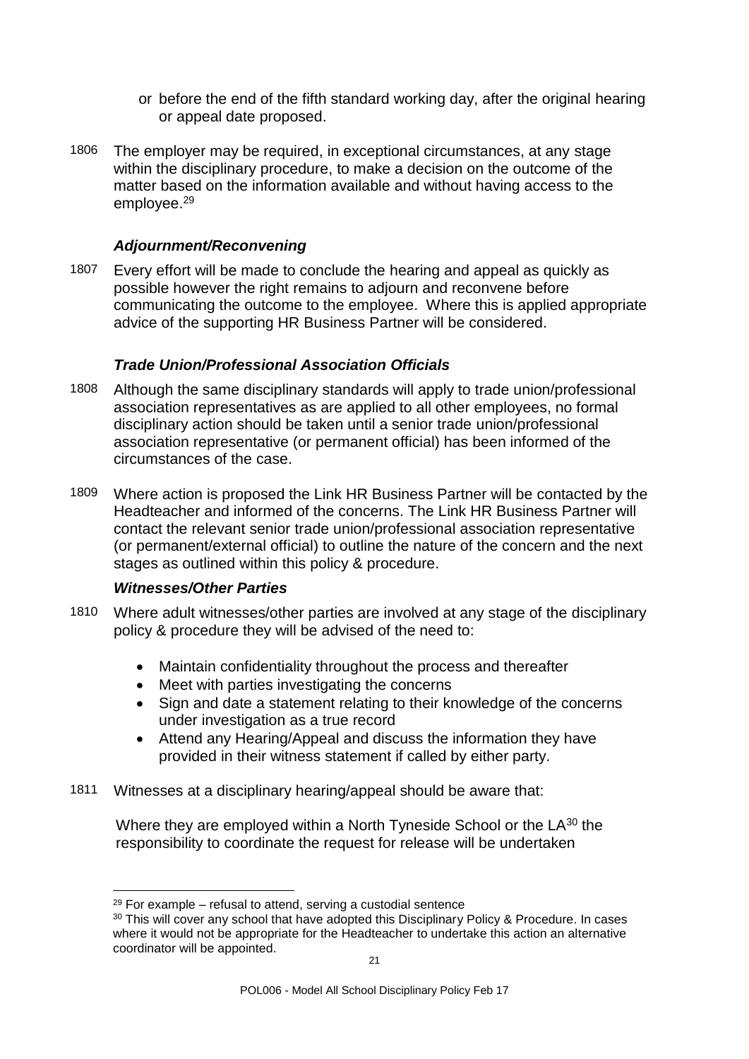- or before the end of the fifth standard working day, after the original hearing or appeal date proposed.

1806 The employer may be required, in exceptional circumstances, at any stage within the disciplinary procedure, to make a decision on the outcome of the matter based on the information available and without having access to the employee.[29]

### *Adjournment/Reconvening*

1807 Every effort will be made to conclude the hearing and appeal as quickly as possible however the right remains to adjourn and reconvene before communicating the outcome to the employee. Where this is applied appropriate advice of the supporting HR Business Partner will be considered.

### *Trade Union/Professional Association Officials*

1808 Although the same disciplinary standards will apply to trade union/professional association representatives as are applied to all other employees, no formal disciplinary action should be taken until a senior trade union/professional association representative (or permanent official) has been informed of the circumstances of the case.

1809 Where action is proposed the Link HR Business Partner will be contacted by the Headteacher and informed of the concerns. The Link HR Business Partner will contact the relevant senior trade union/professional association representative (or permanent/external official) to outline the nature of the concern and the next stages as outlined within this policy & procedure.

### *Witnesses/Other Parties*

1810 Where adult witnesses/other parties are involved at any stage of the disciplinary policy & procedure they will be advised of the need to:

- Maintain confidentiality throughout the process and thereafter
- Meet with parties investigating the concerns
- Sign and date a statement relating to their knowledge of the concerns under investigation as a true record
- Attend any Hearing/Appeal and discuss the information they have provided in their witness statement if called by either party.

1811 Witnesses at a disciplinary hearing/appeal should be aware that:

Where they are employed within a North Tyneside School or the LA[30] the responsibility to coordinate the request for release will be undertaken

---

[29] For example – refusal to attend, serving a custodial sentence

[30] This will cover any school that have adopted this Disciplinary Policy & Procedure. In cases where it would not be appropriate for the Headteacher to undertake this action an alternative coordinator will be appointed.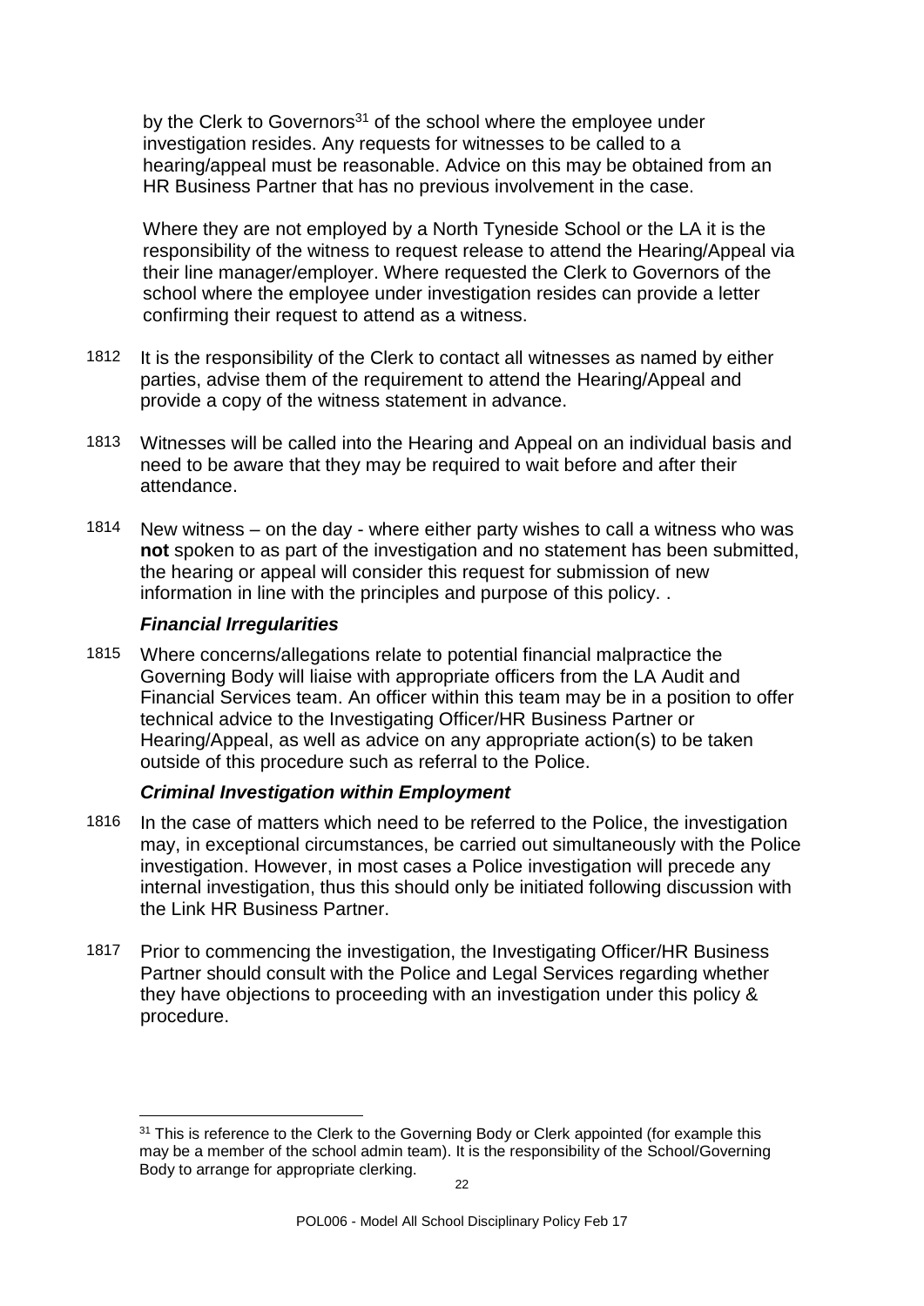by the Clerk to Governors[31] of the school where the employee under investigation resides. Any requests for witnesses to be called to a hearing/appeal must be reasonable. Advice on this may be obtained from an HR Business Partner that has no previous involvement in the case.

Where they are not employed by a North Tyneside School or the LA it is the responsibility of the witness to request release to attend the Hearing/Appeal via their line manager/employer. Where requested the Clerk to Governors of the school where the employee under investigation resides can provide a letter confirming their request to attend as a witness.

1812 It is the responsibility of the Clerk to contact all witnesses as named by either parties, advise them of the requirement to attend the Hearing/Appeal and provide a copy of the witness statement in advance.

1813 Witnesses will be called into the Hearing and Appeal on an individual basis and need to be aware that they may be required to wait before and after their attendance.

1814 New witness – on the day - where either party wishes to call a witness who was **not** spoken to as part of the investigation and no statement has been submitted, the hearing or appeal will consider this request for submission of new information in line with the principles and purpose of this policy. .

### *Financial Irregularities*

1815 Where concerns/allegations relate to potential financial malpractice the Governing Body will liaise with appropriate officers from the LA Audit and Financial Services team. An officer within this team may be in a position to offer technical advice to the Investigating Officer/HR Business Partner or Hearing/Appeal, as well as advice on any appropriate action(s) to be taken outside of this procedure such as referral to the Police.

### *Criminal Investigation within Employment*

1816 In the case of matters which need to be referred to the Police, the investigation may, in exceptional circumstances, be carried out simultaneously with the Police investigation. However, in most cases a Police investigation will precede any internal investigation, thus this should only be initiated following discussion with the Link HR Business Partner.

1817 Prior to commencing the investigation, the Investigating Officer/HR Business Partner should consult with the Police and Legal Services regarding whether they have objections to proceeding with an investigation under this policy & procedure.

[31] This is reference to the Clerk to the Governing Body or Clerk appointed (for example this may be a member of the school admin team). It is the responsibility of the School/Governing Body to arrange for appropriate clerking.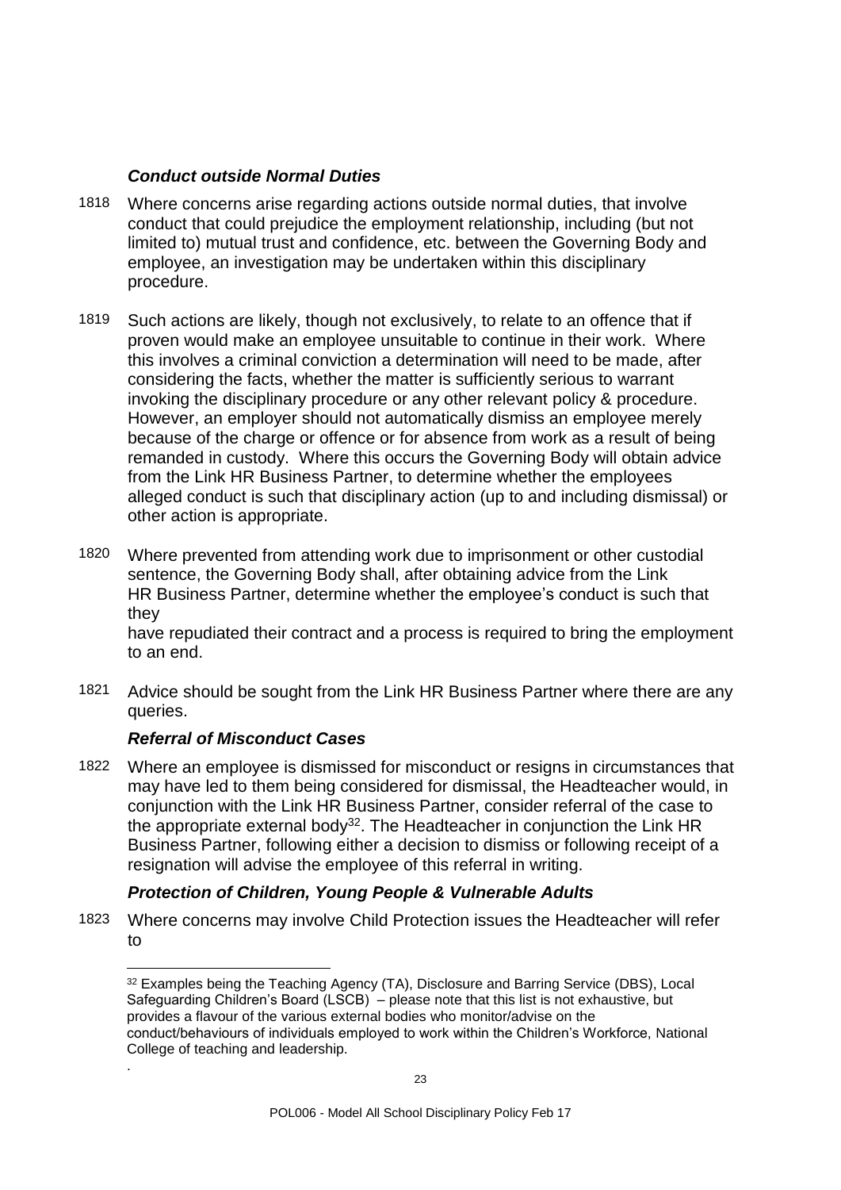### *Conduct outside Normal Duties*

1818 Where concerns arise regarding actions outside normal duties, that involve conduct that could prejudice the employment relationship, including (but not limited to) mutual trust and confidence, etc. between the Governing Body and employee, an investigation may be undertaken within this disciplinary procedure.

1819 Such actions are likely, though not exclusively, to relate to an offence that if proven would make an employee unsuitable to continue in their work. Where this involves a criminal conviction a determination will need to be made, after considering the facts, whether the matter is sufficiently serious to warrant invoking the disciplinary procedure or any other relevant policy & procedure. However, an employer should not automatically dismiss an employee merely because of the charge or offence or for absence from work as a result of being remanded in custody. Where this occurs the Governing Body will obtain advice from the Link HR Business Partner, to determine whether the employees alleged conduct is such that disciplinary action (up to and including dismissal) or other action is appropriate.

1820 Where prevented from attending work due to imprisonment or other custodial sentence, the Governing Body shall, after obtaining advice from the Link HR Business Partner, determine whether the employee's conduct is such that they have repudiated their contract and a process is required to bring the employment to an end.

1821 Advice should be sought from the Link HR Business Partner where there are any queries.

### *Referral of Misconduct Cases*

1822 Where an employee is dismissed for misconduct or resigns in circumstances that may have led to them being considered for dismissal, the Headteacher would, in conjunction with the Link HR Business Partner, consider referral of the case to the appropriate external body[32]. The Headteacher in conjunction the Link HR Business Partner, following either a decision to dismiss or following receipt of a resignation will advise the employee of this referral in writing.

### *Protection of Children, Young People & Vulnerable Adults*

1823 Where concerns may involve Child Protection issues the Headteacher will refer to

---

[32] Examples being the Teaching Agency (TA), Disclosure and Barring Service (DBS), Local Safeguarding Children's Board (LSCB) – please note that this list is not exhaustive, but provides a flavour of the various external bodies who monitor/advise on the conduct/behaviours of individuals employed to work within the Children's Workforce, National College of teaching and leadership.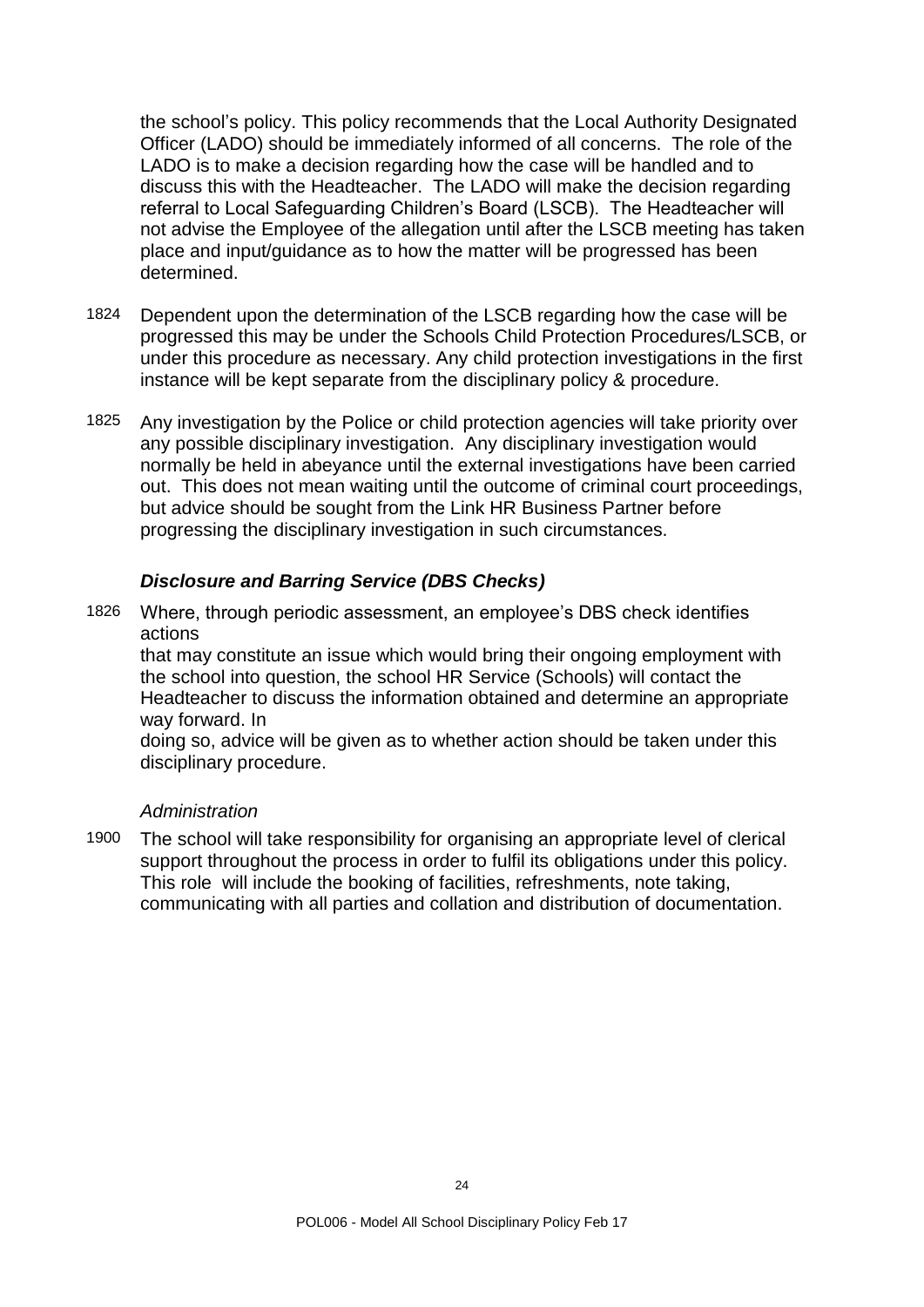the school's policy. This policy recommends that the Local Authority Designated Officer (LADO) should be immediately informed of all concerns. The role of the LADO is to make a decision regarding how the case will be handled and to discuss this with the Headteacher. The LADO will make the decision regarding referral to Local Safeguarding Children's Board (LSCB). The Headteacher will not advise the Employee of the allegation until after the LSCB meeting has taken place and input/guidance as to how the matter will be progressed has been determined.

1824 Dependent upon the determination of the LSCB regarding how the case will be progressed this may be under the Schools Child Protection Procedures/LSCB, or under this procedure as necessary. Any child protection investigations in the first instance will be kept separate from the disciplinary policy & procedure.

1825 Any investigation by the Police or child protection agencies will take priority over any possible disciplinary investigation. Any disciplinary investigation would normally be held in abeyance until the external investigations have been carried out. This does not mean waiting until the outcome of criminal court proceedings, but advice should be sought from the Link HR Business Partner before progressing the disciplinary investigation in such circumstances.

### *Disclosure and Barring Service (DBS Checks)*

1826 Where, through periodic assessment, an employee's DBS check identifies actions
that may constitute an issue which would bring their ongoing employment with the school into question, the school HR Service (Schools) will contact the Headteacher to discuss the information obtained and determine an appropriate way forward. In
doing so, advice will be given as to whether action should be taken under this disciplinary procedure.

*Administration*

1900 The school will take responsibility for organising an appropriate level of clerical support throughout the process in order to fulfil its obligations under this policy. This role will include the booking of facilities, refreshments, note taking, communicating with all parties and collation and distribution of documentation.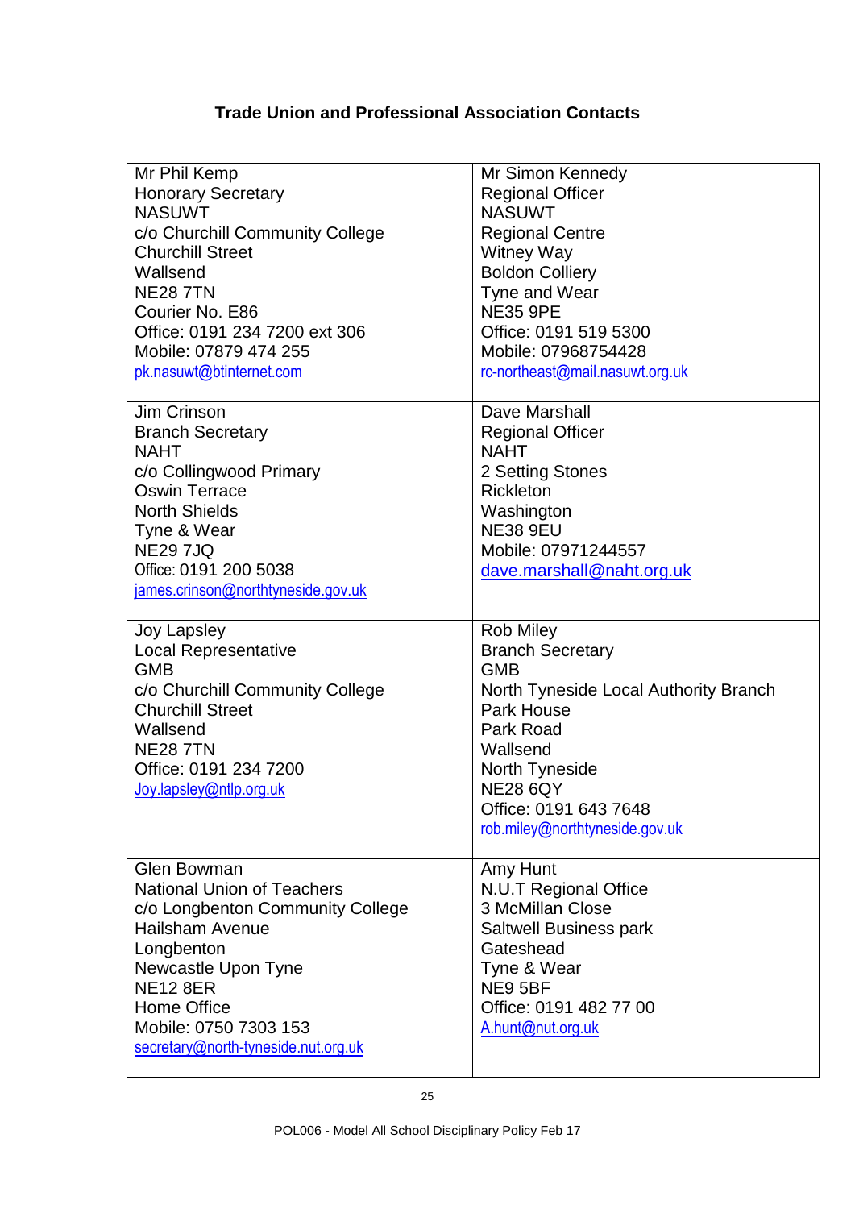### Trade Union and Professional Association Contacts

| | |
|---|---|
| Mr Phil Kemp<br>Honorary Secretary<br>NASUWT<br>c/o Churchill Community College<br>Churchill Street<br>Wallsend<br>NE28 7TN<br>Courier No. E86<br>Office: 0191 234 7200 ext 306<br>Mobile: 07879 474 255<br>pk.nasuwt@btinternet.com | Mr Simon Kennedy<br>Regional Officer<br>NASUWT<br>Regional Centre<br>Witney Way<br>Boldon Colliery<br>Tyne and Wear<br>NE35 9PE<br>Office: 0191 519 5300<br>Mobile: 07968754428<br>rc-northeast@mail.nasuwt.org.uk |
| Jim Crinson<br>Branch Secretary<br>NAHT<br>c/o Collingwood Primary<br>Oswin Terrace<br>North Shields<br>Tyne & Wear<br>NE29 7JQ<br>Office: 0191 200 5038<br>james.crinson@northtyneside.gov.uk | Dave Marshall<br>Regional Officer<br>NAHT<br>2 Setting Stones<br>Rickleton<br>Washington<br>NE38 9EU<br>Mobile: 07971244557<br>dave.marshall@naht.org.uk |
| Joy Lapsley<br>Local Representative<br>GMB<br>c/o Churchill Community College<br>Churchill Street<br>Wallsend<br>NE28 7TN<br>Office: 0191 234 7200<br>Joy.lapsley@ntlp.org.uk | Rob Miley<br>Branch Secretary<br>GMB<br>North Tyneside Local Authority Branch<br>Park House<br>Park Road<br>Wallsend<br>North Tyneside<br>NE28 6QY<br>Office: 0191 643 7648<br>rob.miley@northtyneside.gov.uk |
| Glen Bowman<br>National Union of Teachers<br>c/o Longbenton Community College<br>Hailsham Avenue<br>Longbenton<br>Newcastle Upon Tyne<br>NE12 8ER<br>Home Office<br>Mobile: 0750 7303 153<br>secretary@north-tyneside.nut.org.uk | Amy Hunt<br>N.U.T Regional Office<br>3 McMillan Close<br>Saltwell Business park<br>Gateshead<br>Tyne & Wear<br>NE9 5BF<br>Office: 0191 482 77 00<br>A.hunt@nut.org.uk |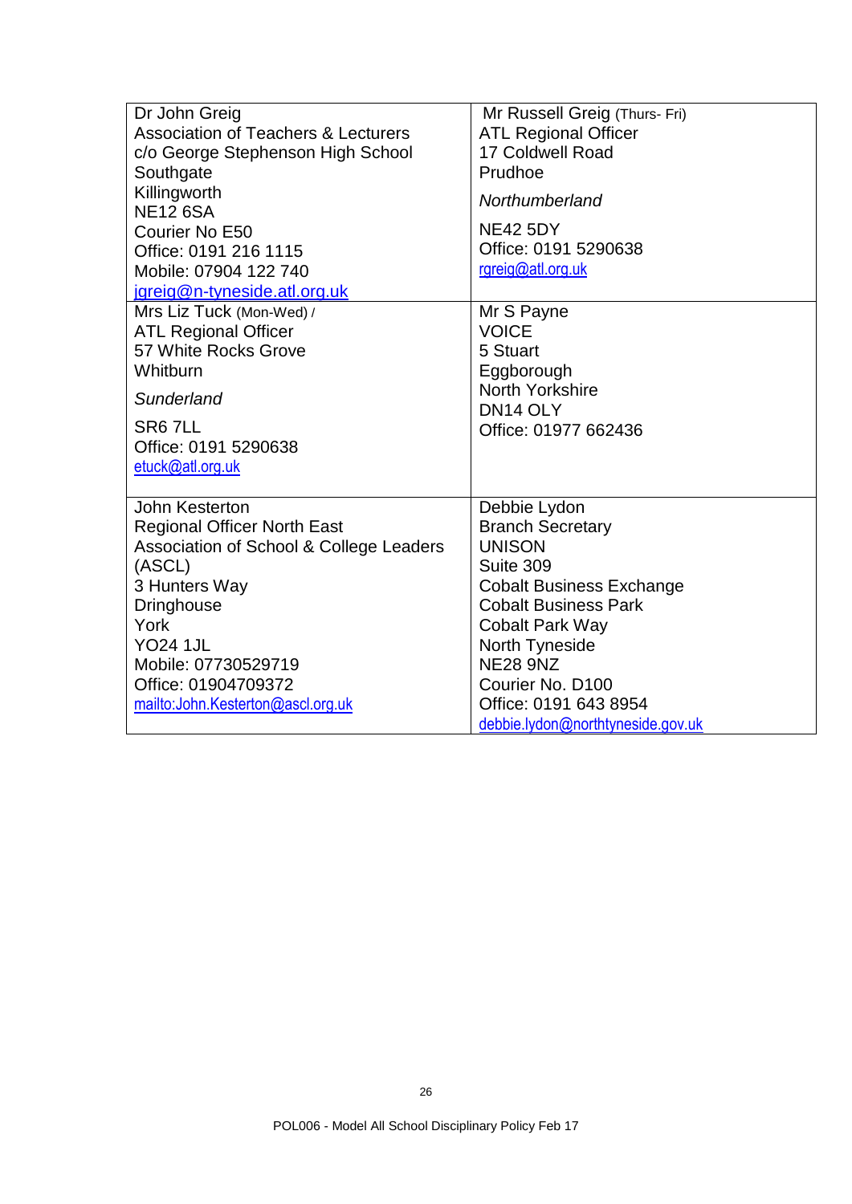| | |
|---|---|
| Dr John Greig<br>Association of Teachers & Lecturers<br>c/o George Stephenson High School<br>Southgate<br>Killingworth<br>NE12 6SA<br>Courier No E50<br>Office: 0191 216 1115<br>Mobile: 07904 122 740<br>jgreig@n-tyneside.atl.org.uk | Mr Russell Greig (Thurs- Fri)<br>ATL Regional Officer<br>17 Coldwell Road<br>Prudhoe<br>*Northumberland*<br>NE42 5DY<br>Office: 0191 5290638<br>rgreig@atl.org.uk |
| Mrs Liz Tuck (Mon-Wed) /<br>ATL Regional Officer<br>57 White Rocks Grove<br>Whitburn<br>*Sunderland*<br>SR6 7LL<br>Office: 0191 5290638<br>etuck@atl.org.uk | Mr S Payne<br>VOICE<br>5 Stuart<br>Eggborough<br>North Yorkshire<br>DN14 OLY<br>Office: 01977 662436 |
| John Kesterton<br>Regional Officer North East<br>Association of School & College Leaders (ASCL)<br>3 Hunters Way<br>Dringhouse<br>York<br>YO24 1JL<br>Mobile: 07730529719<br>Office: 01904709372<br>mailto:John.Kesterton@ascl.org.uk | Debbie Lydon<br>Branch Secretary<br>UNISON<br>Suite 309<br>Cobalt Business Exchange<br>Cobalt Business Park<br>Cobalt Park Way<br>North Tyneside<br>NE28 9NZ<br>Courier No. D100<br>Office: 0191 643 8954<br>debbie.lydon@northtyneside.gov.uk |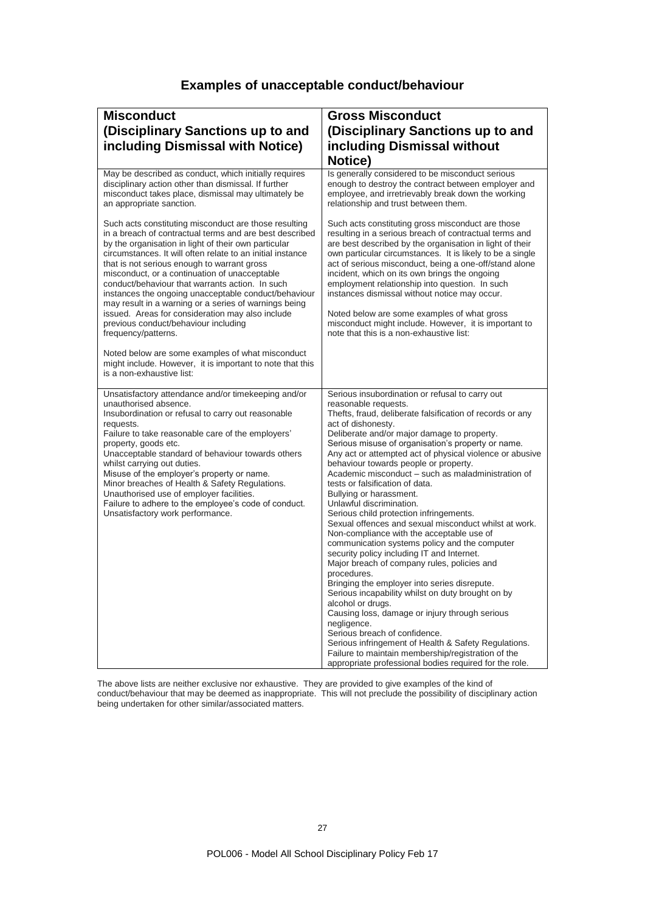## Examples of unacceptable conduct/behaviour

| **Misconduct (Disciplinary Sanctions up to and including Dismissal with Notice)** | **Gross Misconduct (Disciplinary Sanctions up to and including Dismissal without Notice)** |
|---|---|
| May be described as conduct, which initially requires disciplinary action other than dismissal. If further misconduct takes place, dismissal may ultimately be an appropriate sanction.<br><br>Such acts constituting misconduct are those resulting in a breach of contractual terms and are best described by the organisation in light of their own particular circumstances. It will often relate to an initial instance that is not serious enough to warrant gross misconduct, or a continuation of unacceptable conduct/behaviour that warrants action. In such instances the ongoing unacceptable conduct/behaviour may result in a warning or a series of warnings being issued. Areas for consideration may also include previous conduct/behaviour including frequency/patterns.<br><br>Noted below are some examples of what misconduct might include. However, it is important to note that this is a non-exhaustive list: | Is generally considered to be misconduct serious enough to destroy the contract between employer and employee, and irretrievably break down the working relationship and trust between them.<br><br>Such acts constituting gross misconduct are those resulting in a serious breach of contractual terms and are best described by the organisation in light of their own particular circumstances. It is likely to be a single act of serious misconduct, being a one-off/stand alone incident, which on its own brings the ongoing employment relationship into question. In such instances dismissal without notice may occur.<br><br>Noted below are some examples of what gross misconduct might include. However, it is important to note that this is a non-exhaustive list: |
| Unsatisfactory attendance and/or timekeeping and/or unauthorised absence.<br>Insubordination or refusal to carry out reasonable requests.<br>Failure to take reasonable care of the employers' property, goods etc.<br>Unacceptable standard of behaviour towards others whilst carrying out duties.<br>Misuse of the employer's property or name.<br>Minor breaches of Health & Safety Regulations.<br>Unauthorised use of employer facilities.<br>Failure to adhere to the employee's code of conduct.<br>Unsatisfactory work performance. | Serious insubordination or refusal to carry out reasonable requests.<br>Thefts, fraud, deliberate falsification of records or any act of dishonesty.<br>Deliberate and/or major damage to property.<br>Serious misuse of organisation's property or name.<br>Any act or attempted act of physical violence or abusive behaviour towards people or property.<br>Academic misconduct – such as maladministration of tests or falsification of data.<br>Bullying or harassment.<br>Unlawful discrimination.<br>Serious child protection infringements.<br>Sexual offences and sexual misconduct whilst at work.<br>Non-compliance with the acceptable use of communication systems policy and the computer security policy including IT and Internet.<br>Major breach of company rules, policies and procedures.<br>Bringing the employer into series disrepute.<br>Serious incapability whilst on duty brought on by alcohol or drugs.<br>Causing loss, damage or injury through serious negligence.<br>Serious breach of confidence.<br>Serious infringement of Health & Safety Regulations.<br>Failure to maintain membership/registration of the appropriate professional bodies required for the role. |

The above lists are neither exclusive nor exhaustive. They are provided to give examples of the kind of conduct/behaviour that may be deemed as inappropriate. This will not preclude the possibility of disciplinary action being undertaken for other similar/associated matters.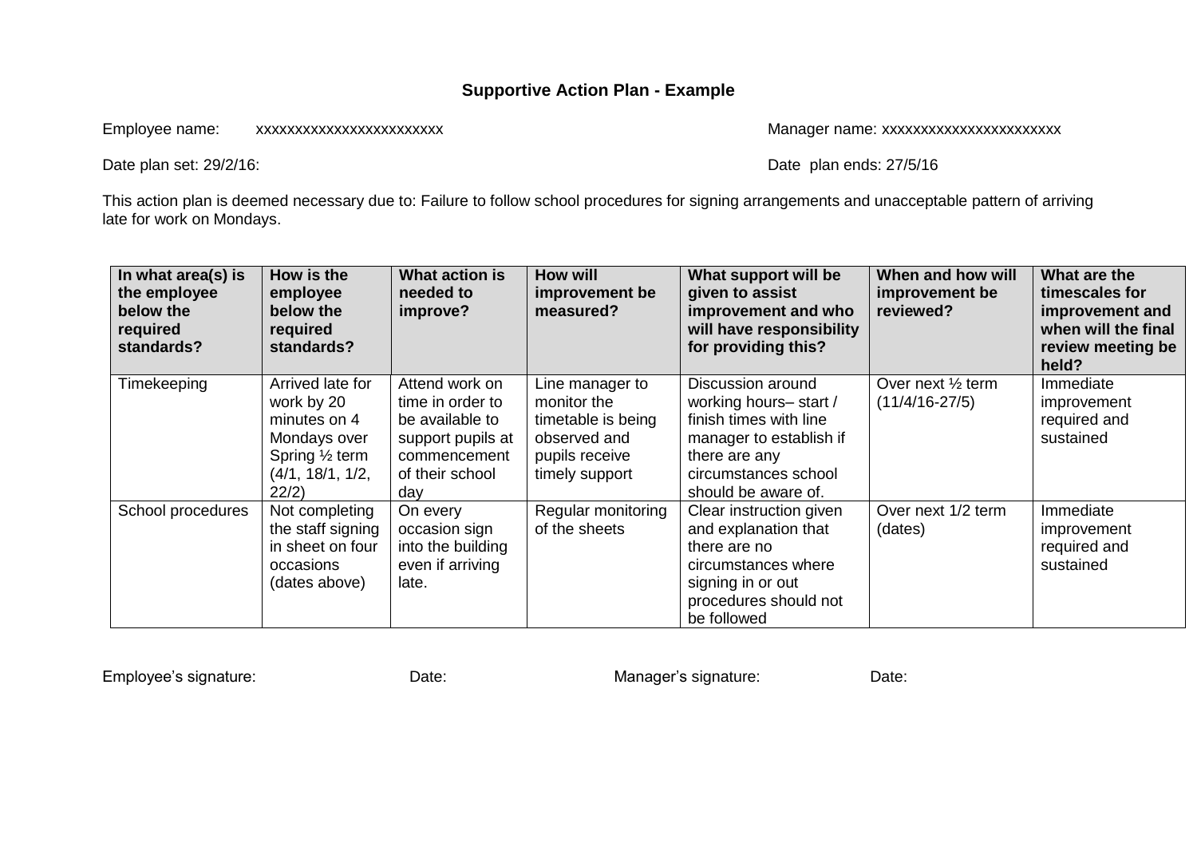**Supportive Action Plan - Example**

Employee name: xxxxxxxxxxxxxxxxxxxxxxxx

Manager name: xxxxxxxxxxxxxxxxxxxxxxx

Date plan set: 29/2/16:

Date plan ends: 27/5/16

This action plan is deemed necessary due to: Failure to follow school procedures for signing arrangements and unacceptable pattern of arriving late for work on Mondays.

| In what area(s) is the employee below the required standards? | How is the employee below the required standards? | What action is needed to improve? | How will improvement be measured? | What support will be given to assist improvement and who will have responsibility for providing this? | When and how will improvement be reviewed? | What are the timescales for improvement and when will the final review meeting be held? |
|---|---|---|---|---|---|---|
| Timekeeping | Arrived late for work by 20 minutes on 4 Mondays over Spring ½ term (4/1, 18/1, 1/2, 22/2) | Attend work on time in order to be available to support pupils at commencement of their school day | Line manager to monitor the timetable is being observed and pupils receive timely support | Discussion around working hours– start / finish times with line manager to establish if there are any circumstances school should be aware of. | Over next ½ term (11/4/16-27/5) | Immediate improvement required and sustained |
| School procedures | Not completing the staff signing in sheet on four occasions (dates above) | On every occasion sign into the building even if arriving late. | Regular monitoring of the sheets | Clear instruction given and explanation that there are no circumstances where signing in or out procedures should not be followed | Over next 1/2 term (dates) | Immediate improvement required and sustained |

Employee's signature: Date: Manager's signature: Date: